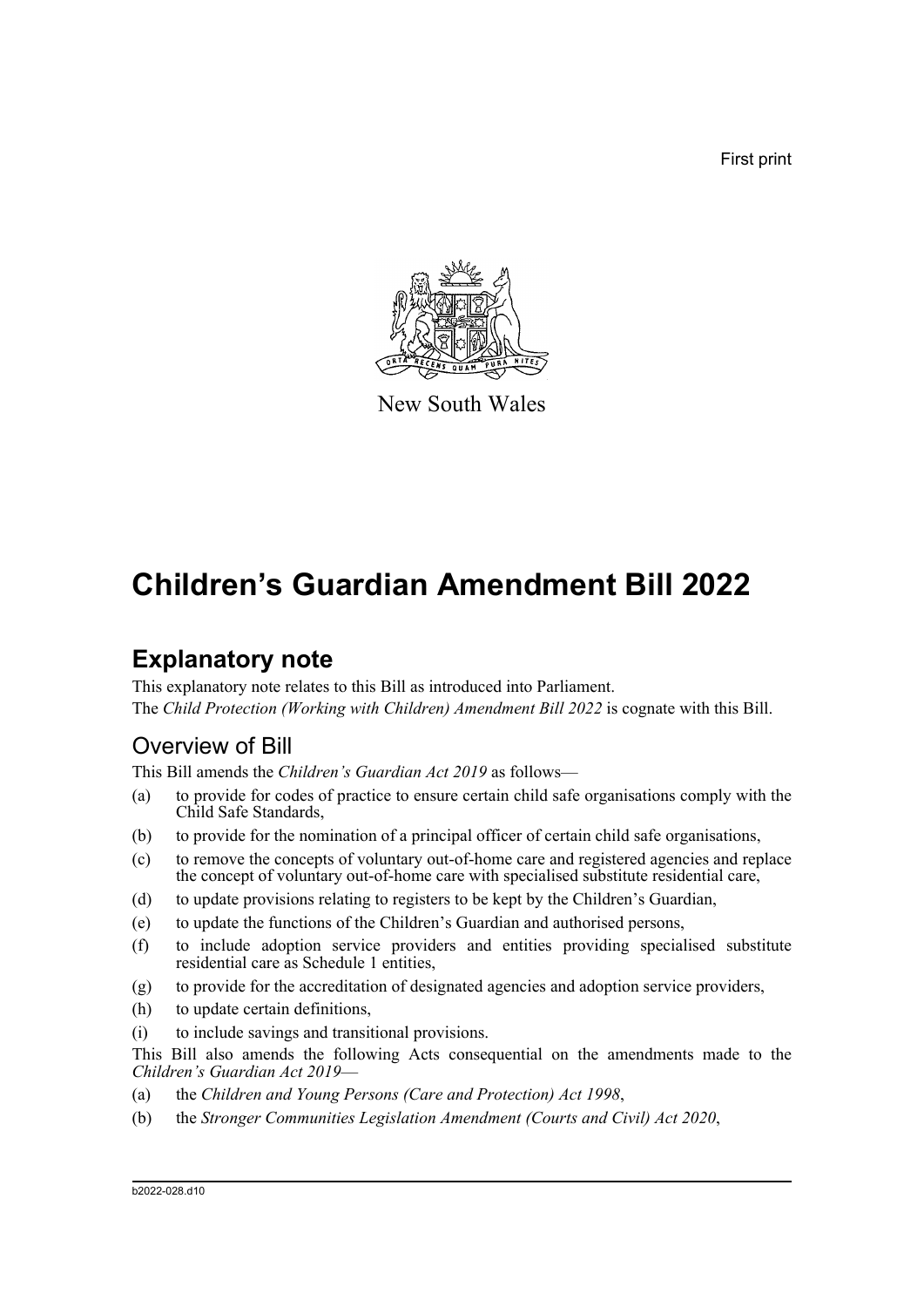First print

New South Wales

# Children's Guardian Amendment Bill 2022

## Explanatory note

This explanatory note relates to this Bill as introduced into Parliament.

The *Child Protection (Working with Children) Amendment Bill 2022* is cognate with this Bill.

### Overview of Bill

This Bill amends the *Children's Guardian Act 2019* as follows—

(a) to provide for codes of practice to ensure certain child safe organisations comply with the Child Safe Standards,

(b) to provide for the nomination of a principal officer of certain child safe organisations,

(c) to remove the concepts of voluntary out-of-home care and registered agencies and replace the concept of voluntary out-of-home care with specialised substitute residential care,

(d) to update provisions relating to registers to be kept by the Children's Guardian,

(e) to update the functions of the Children's Guardian and authorised persons,

(f) to include adoption service providers and entities providing specialised substitute residential care as Schedule 1 entities,

(g) to provide for the accreditation of designated agencies and adoption service providers,

(h) to update certain definitions,

(i) to include savings and transitional provisions.

This Bill also amends the following Acts consequential on the amendments made to the *Children's Guardian Act 2019*—

(a) the *Children and Young Persons (Care and Protection) Act 1998*,

(b) the *Stronger Communities Legislation Amendment (Courts and Civil) Act 2020*,

b2022-028.d10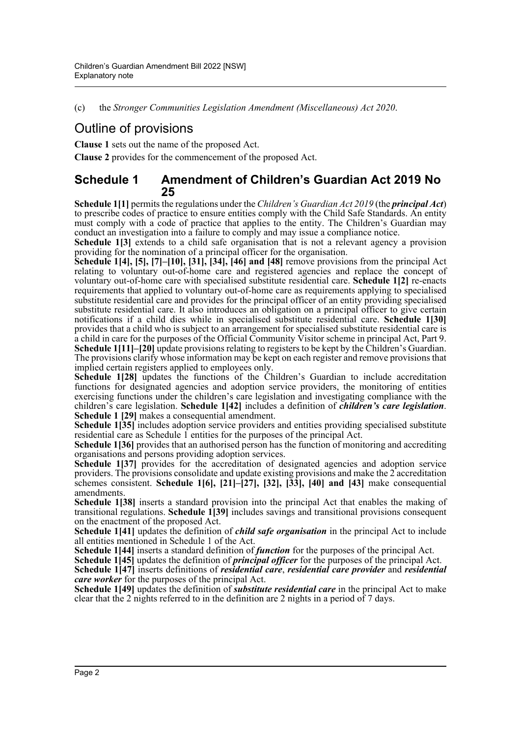(c) the *Stronger Communities Legislation Amendment (Miscellaneous) Act 2020*.

## Outline of provisions

**Clause 1** sets out the name of the proposed Act.

**Clause 2** provides for the commencement of the proposed Act.

### Schedule 1 Amendment of Children's Guardian Act 2019 No 25

**Schedule 1[1]** permits the regulations under the *Children's Guardian Act 2019* (the ***principal Act***) to prescribe codes of practice to ensure entities comply with the Child Safe Standards. An entity must comply with a code of practice that applies to the entity. The Children's Guardian may conduct an investigation into a failure to comply and may issue a compliance notice.

**Schedule 1[3]** extends to a child safe organisation that is not a relevant agency a provision providing for the nomination of a principal officer for the organisation.

**Schedule 1[4], [5], [7]–[10], [31], [34], [46] and [48]** remove provisions from the principal Act relating to voluntary out-of-home care and registered agencies and replace the concept of voluntary out-of-home care with specialised substitute residential care. **Schedule 1[2]** re-enacts requirements that applied to voluntary out-of-home care as requirements applying to specialised substitute residential care and provides for the principal officer of an entity providing specialised substitute residential care. It also introduces an obligation on a principal officer to give certain notifications if a child dies while in specialised substitute residential care. **Schedule 1[30]** provides that a child who is subject to an arrangement for specialised substitute residential care is a child in care for the purposes of the Official Community Visitor scheme in principal Act, Part 9.

**Schedule 1[11]–[20]** update provisions relating to registers to be kept by the Children's Guardian. The provisions clarify whose information may be kept on each register and remove provisions that implied certain registers applied to employees only.

**Schedule 1[28]** updates the functions of the Children's Guardian to include accreditation functions for designated agencies and adoption service providers, the monitoring of entities exercising functions under the children's care legislation and investigating compliance with the children's care legislation. **Schedule 1[42]** includes a definition of ***children's care legislation***. **Schedule 1 [29]** makes a consequential amendment.

**Schedule 1[35]** includes adoption service providers and entities providing specialised substitute residential care as Schedule 1 entities for the purposes of the principal Act.

**Schedule 1[36]** provides that an authorised person has the function of monitoring and accrediting organisations and persons providing adoption services.

**Schedule 1[37]** provides for the accreditation of designated agencies and adoption service providers. The provisions consolidate and update existing provisions and make the 2 accreditation schemes consistent. **Schedule 1[6], [21]–[27], [32], [33], [40] and [43]** make consequential amendments.

**Schedule 1[38]** inserts a standard provision into the principal Act that enables the making of transitional regulations. **Schedule 1[39]** includes savings and transitional provisions consequent on the enactment of the proposed Act.

**Schedule 1[41]** updates the definition of ***child safe organisation*** in the principal Act to include all entities mentioned in Schedule 1 of the Act.

**Schedule 1[44]** inserts a standard definition of ***function*** for the purposes of the principal Act.

**Schedule 1[45]** updates the definition of ***principal officer*** for the purposes of the principal Act.

**Schedule 1[47]** inserts definitions of ***residential care***, ***residential care provider*** and ***residential care worker*** for the purposes of the principal Act.

**Schedule 1[49]** updates the definition of ***substitute residential care*** in the principal Act to make clear that the 2 nights referred to in the definition are 2 nights in a period of 7 days.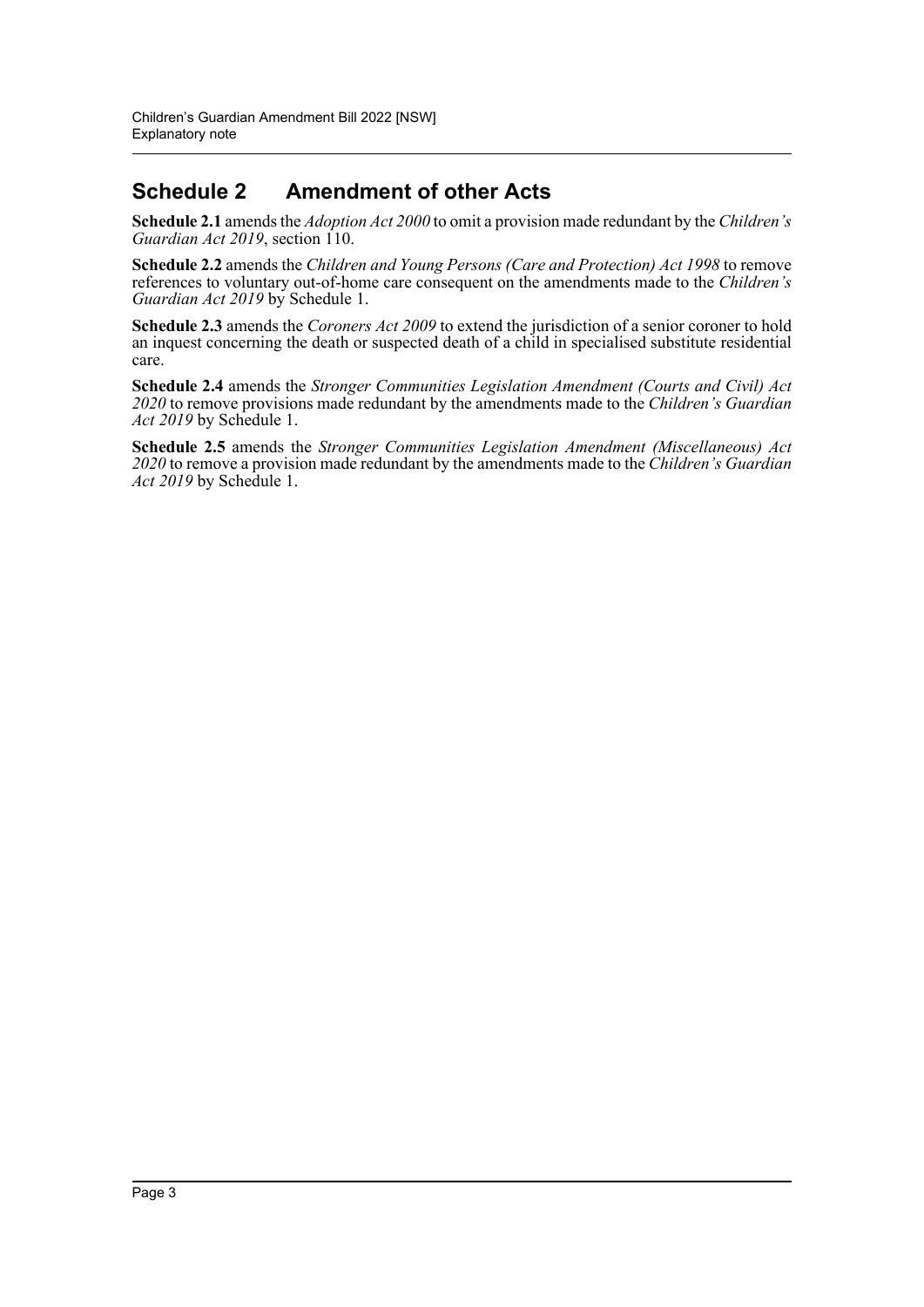## Schedule 2 Amendment of other Acts

**Schedule 2.1** amends the *Adoption Act 2000* to omit a provision made redundant by the *Children's Guardian Act 2019*, section 110.

**Schedule 2.2** amends the *Children and Young Persons (Care and Protection) Act 1998* to remove references to voluntary out-of-home care consequent on the amendments made to the *Children's Guardian Act 2019* by Schedule 1.

**Schedule 2.3** amends the *Coroners Act 2009* to extend the jurisdiction of a senior coroner to hold an inquest concerning the death or suspected death of a child in specialised substitute residential care.

**Schedule 2.4** amends the *Stronger Communities Legislation Amendment (Courts and Civil) Act 2020* to remove provisions made redundant by the amendments made to the *Children's Guardian Act 2019* by Schedule 1.

**Schedule 2.5** amends the *Stronger Communities Legislation Amendment (Miscellaneous) Act 2020* to remove a provision made redundant by the amendments made to the *Children's Guardian Act 2019* by Schedule 1.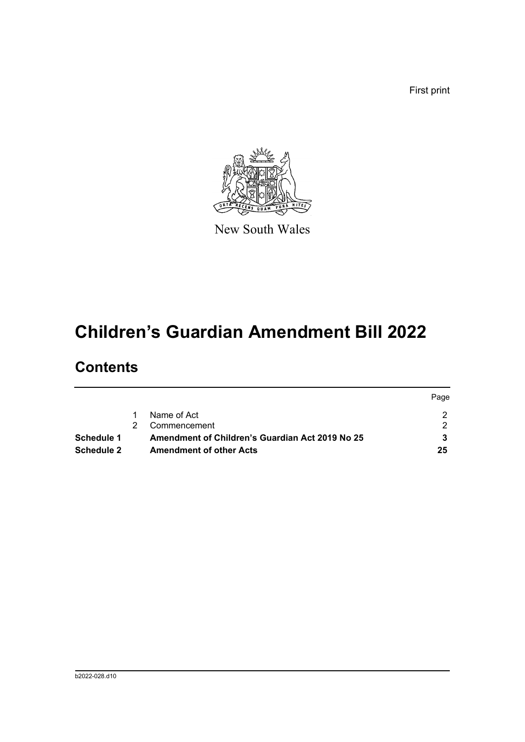First print

New South Wales

# Children's Guardian Amendment Bill 2022

## Contents

| | | | Page |
|---|---|---|---|
| | 1 | Name of Act | 2 |
| | 2 | Commencement | 2 |
| **Schedule 1** | | **Amendment of Children's Guardian Act 2019 No 25** | **3** |
| **Schedule 2** | | **Amendment of other Acts** | **25** |

b2022-028.d10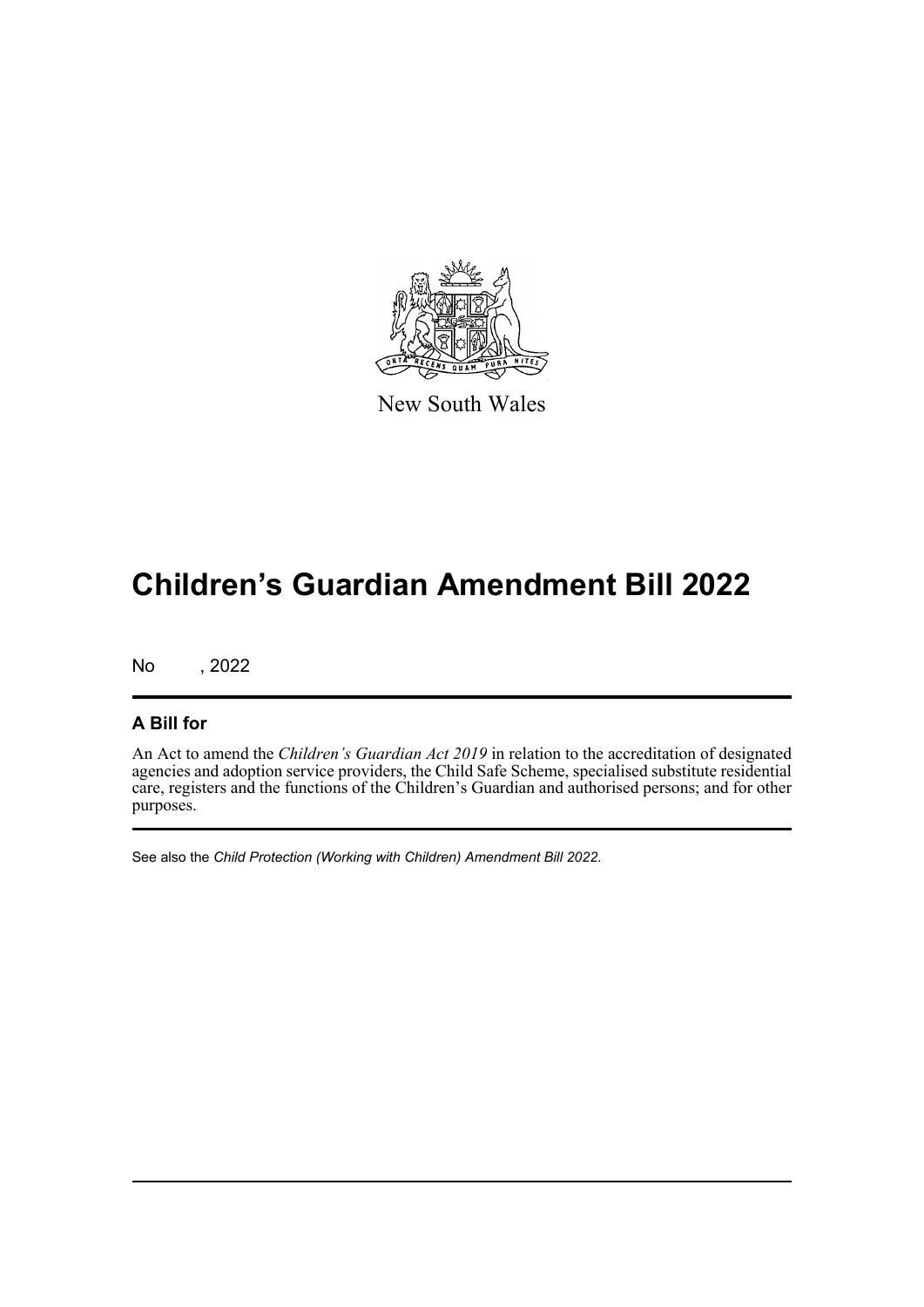New South Wales

# Children's Guardian Amendment Bill 2022

No , 2022

## A Bill for

An Act to amend the *Children's Guardian Act 2019* in relation to the accreditation of designated agencies and adoption service providers, the Child Safe Scheme, specialised substitute residential care, registers and the functions of the Children's Guardian and authorised persons; and for other purposes.

See also the *Child Protection (Working with Children) Amendment Bill 2022*.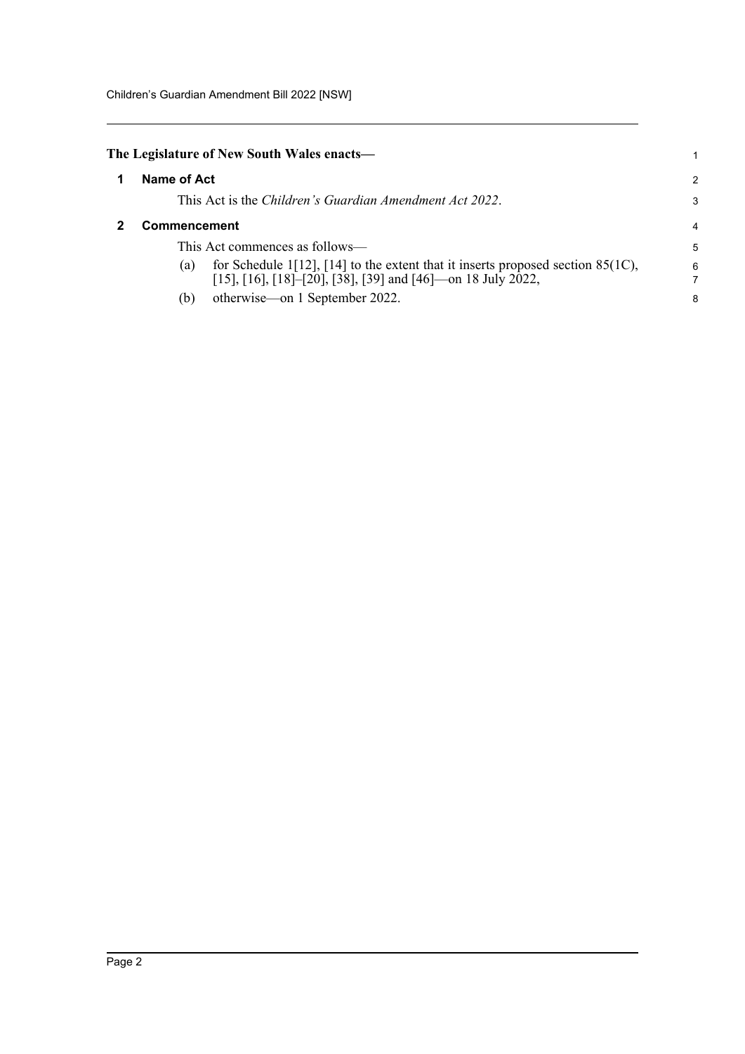**The Legislature of New South Wales enacts—**

## 1 Name of Act

This Act is the *Children's Guardian Amendment Act 2022*.

## 2 Commencement

This Act commences as follows—

(a) for Schedule 1[12], [14] to the extent that it inserts proposed section 85(1C), [15], [16], [18]–[20], [38], [39] and [46]—on 18 July 2022,

(b) otherwise—on 1 September 2022.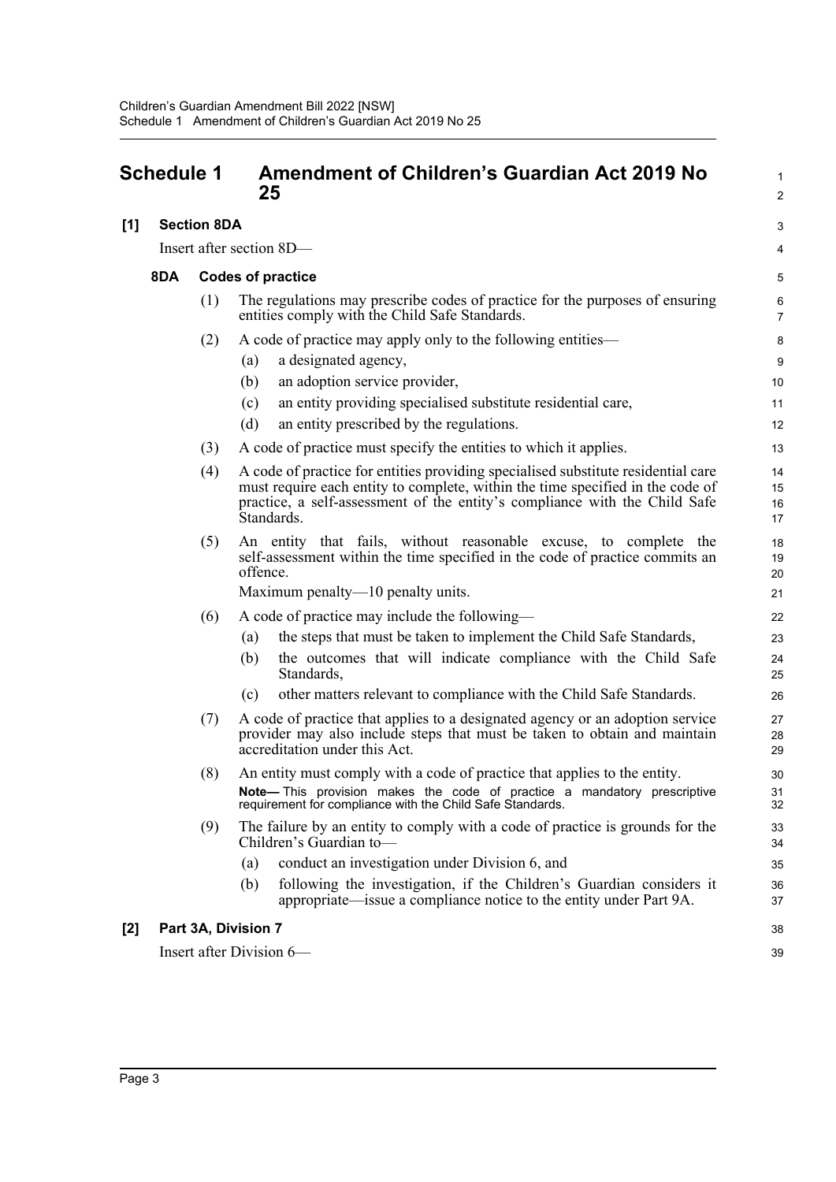## Schedule 1 Amendment of Children's Guardian Act 2019 No 25

**[1] Section 8DA**

Insert after section 8D—

**8DA Codes of practice**

(1) The regulations may prescribe codes of practice for the purposes of ensuring entities comply with the Child Safe Standards.

(2) A code of practice may apply only to the following entities—

(a) a designated agency,

(b) an adoption service provider,

(c) an entity providing specialised substitute residential care,

(d) an entity prescribed by the regulations.

(3) A code of practice must specify the entities to which it applies.

(4) A code of practice for entities providing specialised substitute residential care must require each entity to complete, within the time specified in the code of practice, a self-assessment of the entity's compliance with the Child Safe Standards.

(5) An entity that fails, without reasonable excuse, to complete the self-assessment within the time specified in the code of practice commits an offence.

Maximum penalty—10 penalty units.

(6) A code of practice may include the following—

(a) the steps that must be taken to implement the Child Safe Standards,

(b) the outcomes that will indicate compliance with the Child Safe Standards,

(c) other matters relevant to compliance with the Child Safe Standards.

(7) A code of practice that applies to a designated agency or an adoption service provider may also include steps that must be taken to obtain and maintain accreditation under this Act.

(8) An entity must comply with a code of practice that applies to the entity.

**Note—** This provision makes the code of practice a mandatory prescriptive requirement for compliance with the Child Safe Standards.

(9) The failure by an entity to comply with a code of practice is grounds for the Children's Guardian to—

(a) conduct an investigation under Division 6, and

(b) following the investigation, if the Children's Guardian considers it appropriate—issue a compliance notice to the entity under Part 9A.

**[2] Part 3A, Division 7**

Insert after Division 6—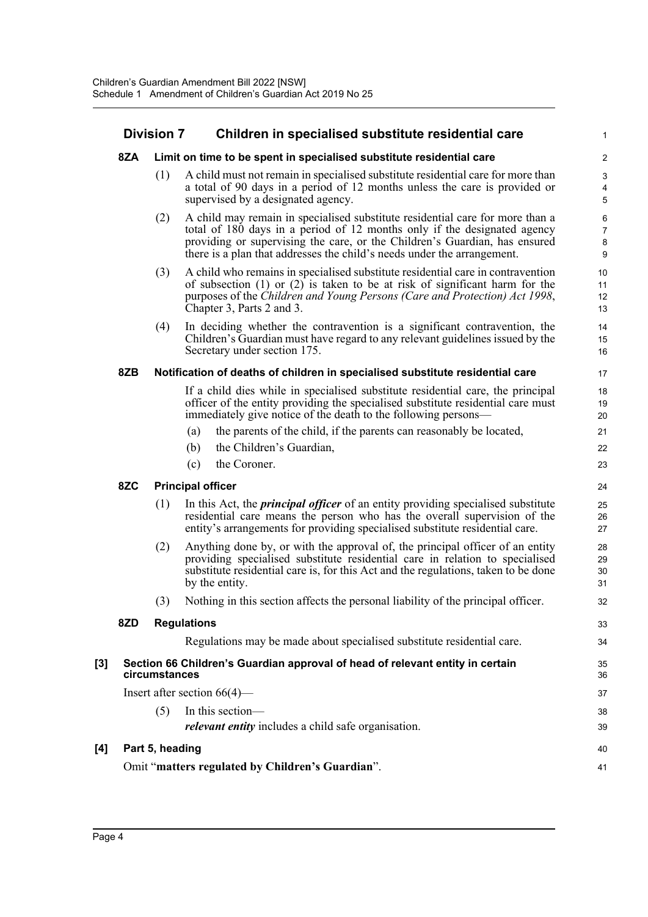## Division 7 Children in specialised substitute residential care

### 8ZA Limit on time to be spent in specialised substitute residential care

(1) A child must not remain in specialised substitute residential care for more than a total of 90 days in a period of 12 months unless the care is provided or supervised by a designated agency.

(2) A child may remain in specialised substitute residential care for more than a total of 180 days in a period of 12 months only if the designated agency providing or supervising the care, or the Children's Guardian, has ensured there is a plan that addresses the child's needs under the arrangement.

(3) A child who remains in specialised substitute residential care in contravention of subsection (1) or (2) is taken to be at risk of significant harm for the purposes of the *Children and Young Persons (Care and Protection) Act 1998*, Chapter 3, Parts 2 and 3.

(4) In deciding whether the contravention is a significant contravention, the Children's Guardian must have regard to any relevant guidelines issued by the Secretary under section 175.

### 8ZB Notification of deaths of children in specialised substitute residential care

If a child dies while in specialised substitute residential care, the principal officer of the entity providing the specialised substitute residential care must immediately give notice of the death to the following persons—

(a) the parents of the child, if the parents can reasonably be located,

(b) the Children's Guardian,

(c) the Coroner.

### 8ZC Principal officer

(1) In this Act, the ***principal officer*** of an entity providing specialised substitute residential care means the person who has the overall supervision of the entity's arrangements for providing specialised substitute residential care.

(2) Anything done by, or with the approval of, the principal officer of an entity providing specialised substitute residential care in relation to specialised substitute residential care is, for this Act and the regulations, taken to be done by the entity.

(3) Nothing in this section affects the personal liability of the principal officer.

### 8ZD Regulations

Regulations may be made about specialised substitute residential care.

### [3] Section 66 Children's Guardian approval of head of relevant entity in certain circumstances

Insert after section 66(4)—

(5) In this section—

***relevant entity*** includes a child safe organisation.

### [4] Part 5, heading

Omit "**matters regulated by Children's Guardian**".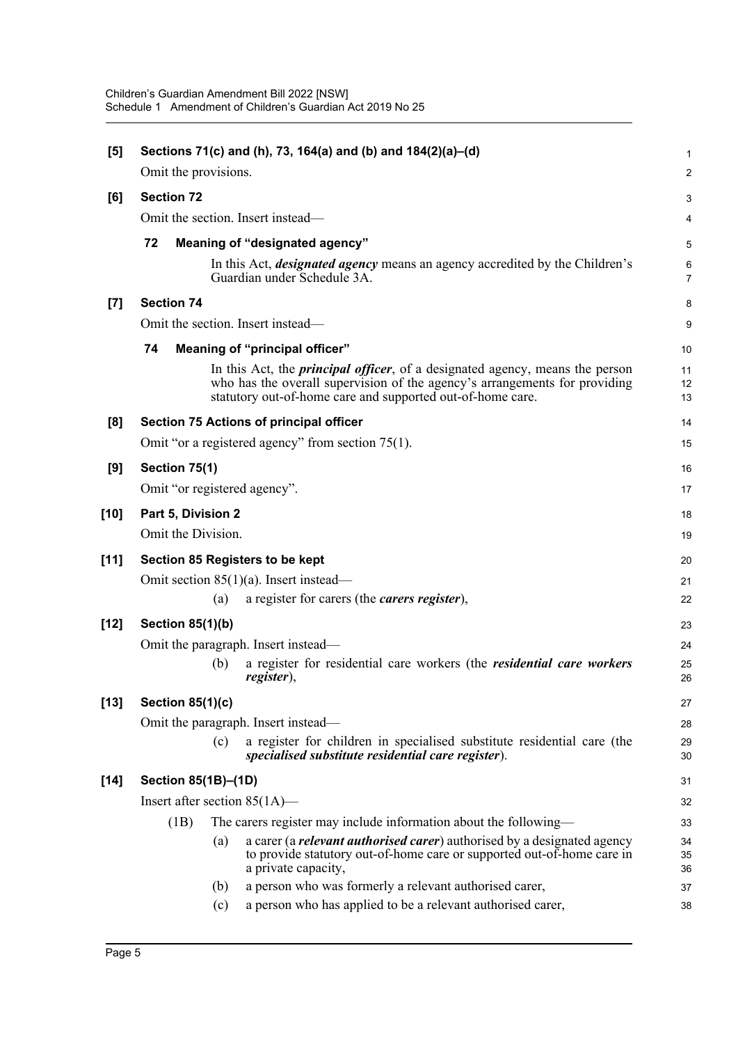**[5] Sections 71(c) and (h), 73, 164(a) and (b) and 184(2)(a)–(d)**

Omit the provisions.

**[6] Section 72**

Omit the section. Insert instead—

**72 Meaning of "designated agency"**

In this Act, ***designated agency*** means an agency accredited by the Children's Guardian under Schedule 3A.

**[7] Section 74**

Omit the section. Insert instead—

**74 Meaning of "principal officer"**

In this Act, the ***principal officer***, of a designated agency, means the person who has the overall supervision of the agency's arrangements for providing statutory out-of-home care and supported out-of-home care.

**[8] Section 75 Actions of principal officer**

Omit "or a registered agency" from section 75(1).

**[9] Section 75(1)**

Omit "or registered agency".

**[10] Part 5, Division 2**

Omit the Division.

**[11] Section 85 Registers to be kept**

Omit section 85(1)(a). Insert instead—

(a) a register for carers (the ***carers register***),

**[12] Section 85(1)(b)**

Omit the paragraph. Insert instead—

(b) a register for residential care workers (the ***residential care workers register***),

**[13] Section 85(1)(c)**

Omit the paragraph. Insert instead—

(c) a register for children in specialised substitute residential care (the ***specialised substitute residential care register***).

**[14] Section 85(1B)–(1D)**

Insert after section 85(1A)—

(1B) The carers register may include information about the following—

(a) a carer (a ***relevant authorised carer***) authorised by a designated agency to provide statutory out-of-home care or supported out-of-home care in a private capacity,

(b) a person who was formerly a relevant authorised carer,

(c) a person who has applied to be a relevant authorised carer,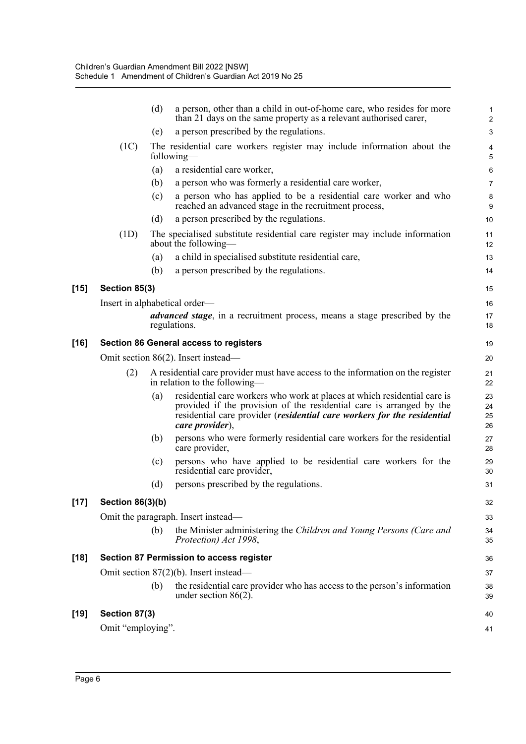(d) a person, other than a child in out-of-home care, who resides for more than 21 days on the same property as a relevant authorised carer,

(e) a person prescribed by the regulations.

(1C) The residential care workers register may include information about the following—

(a) a residential care worker,

(b) a person who was formerly a residential care worker,

(c) a person who has applied to be a residential care worker and who reached an advanced stage in the recruitment process,

(d) a person prescribed by the regulations.

(1D) The specialised substitute residential care register may include information about the following—

(a) a child in specialised substitute residential care,

(b) a person prescribed by the regulations.

### [15] Section 85(3)

Insert in alphabetical order—

***advanced stage***, in a recruitment process, means a stage prescribed by the regulations.

### [16] Section 86 General access to registers

Omit section 86(2). Insert instead—

(2) A residential care provider must have access to the information on the register in relation to the following—

(a) residential care workers who work at places at which residential care is provided if the provision of the residential care is arranged by the residential care provider (***residential care workers for the residential care provider***),

(b) persons who were formerly residential care workers for the residential care provider,

(c) persons who have applied to be residential care workers for the residential care provider,

(d) persons prescribed by the regulations.

### [17] Section 86(3)(b)

Omit the paragraph. Insert instead—

(b) the Minister administering the *Children and Young Persons (Care and Protection) Act 1998*,

### [18] Section 87 Permission to access register

Omit section 87(2)(b). Insert instead—

(b) the residential care provider who has access to the person's information under section 86(2).

### [19] Section 87(3)

Omit "employing".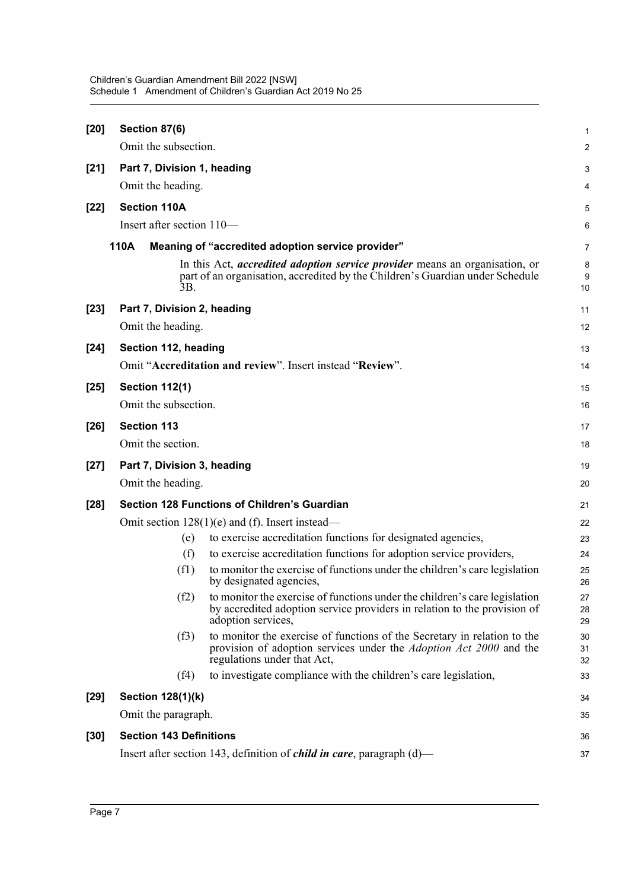**[20] Section 87(6)**

Omit the subsection.

**[21] Part 7, Division 1, heading**

Omit the heading.

**[22] Section 110A**

Insert after section 110—

**110A Meaning of "accredited adoption service provider"**

In this Act, ***accredited adoption service provider*** means an organisation, or part of an organisation, accredited by the Children's Guardian under Schedule 3B.

**[23] Part 7, Division 2, heading**

Omit the heading.

**[24] Section 112, heading**

Omit "**Accreditation and review**". Insert instead "**Review**".

**[25] Section 112(1)**

Omit the subsection.

**[26] Section 113**

Omit the section.

**[27] Part 7, Division 3, heading**

Omit the heading.

**[28] Section 128 Functions of Children's Guardian**

Omit section 128(1)(e) and (f). Insert instead—

(e) to exercise accreditation functions for designated agencies,

(f) to exercise accreditation functions for adoption service providers,

(f1) to monitor the exercise of functions under the children's care legislation by designated agencies,

(f2) to monitor the exercise of functions under the children's care legislation by accredited adoption service providers in relation to the provision of adoption services,

(f3) to monitor the exercise of functions of the Secretary in relation to the provision of adoption services under the *Adoption Act 2000* and the regulations under that Act,

(f4) to investigate compliance with the children's care legislation,

**[29] Section 128(1)(k)**

Omit the paragraph.

**[30] Section 143 Definitions**

Insert after section 143, definition of ***child in care***, paragraph (d)—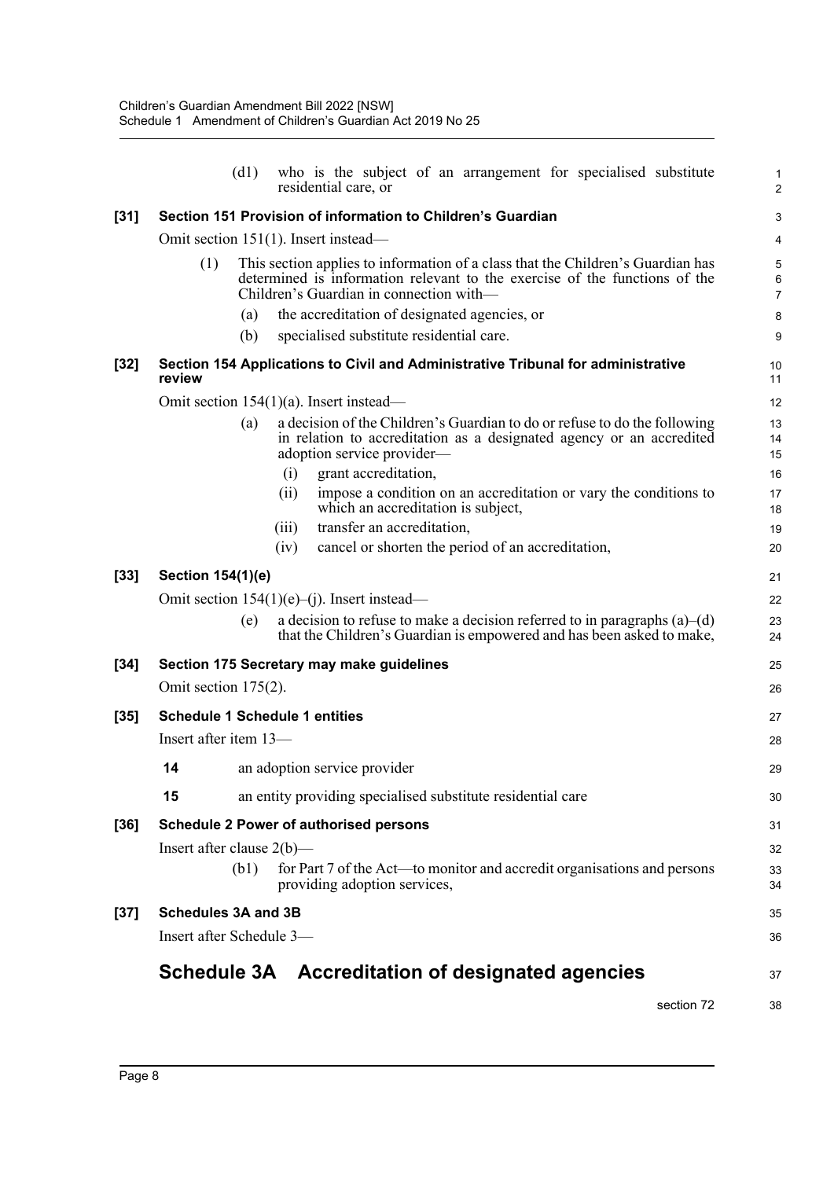(d1) who is the subject of an arrangement for specialised substitute residential care, or

**[31] Section 151 Provision of information to Children's Guardian**

Omit section 151(1). Insert instead—

(1) This section applies to information of a class that the Children's Guardian has determined is information relevant to the exercise of the functions of the Children's Guardian in connection with—

(a) the accreditation of designated agencies, or

(b) specialised substitute residential care.

**[32] Section 154 Applications to Civil and Administrative Tribunal for administrative review**

Omit section 154(1)(a). Insert instead—

(a) a decision of the Children's Guardian to do or refuse to do the following in relation to accreditation as a designated agency or an accredited adoption service provider—

(i) grant accreditation,

(ii) impose a condition on an accreditation or vary the conditions to which an accreditation is subject,

(iii) transfer an accreditation,

(iv) cancel or shorten the period of an accreditation,

**[33] Section 154(1)(e)**

Omit section 154(1)(e)–(j). Insert instead—

(e) a decision to refuse to make a decision referred to in paragraphs (a)–(d) that the Children's Guardian is empowered and has been asked to make,

**[34] Section 175 Secretary may make guidelines**

Omit section 175(2).

**[35] Schedule 1 Schedule 1 entities**

Insert after item 13—

**14** an adoption service provider

**15** an entity providing specialised substitute residential care

**[36] Schedule 2 Power of authorised persons**

Insert after clause 2(b)—

(b1) for Part 7 of the Act—to monitor and accredit organisations and persons providing adoption services,

**[37] Schedules 3A and 3B**

Insert after Schedule 3—

# Schedule 3A Accreditation of designated agencies

section 72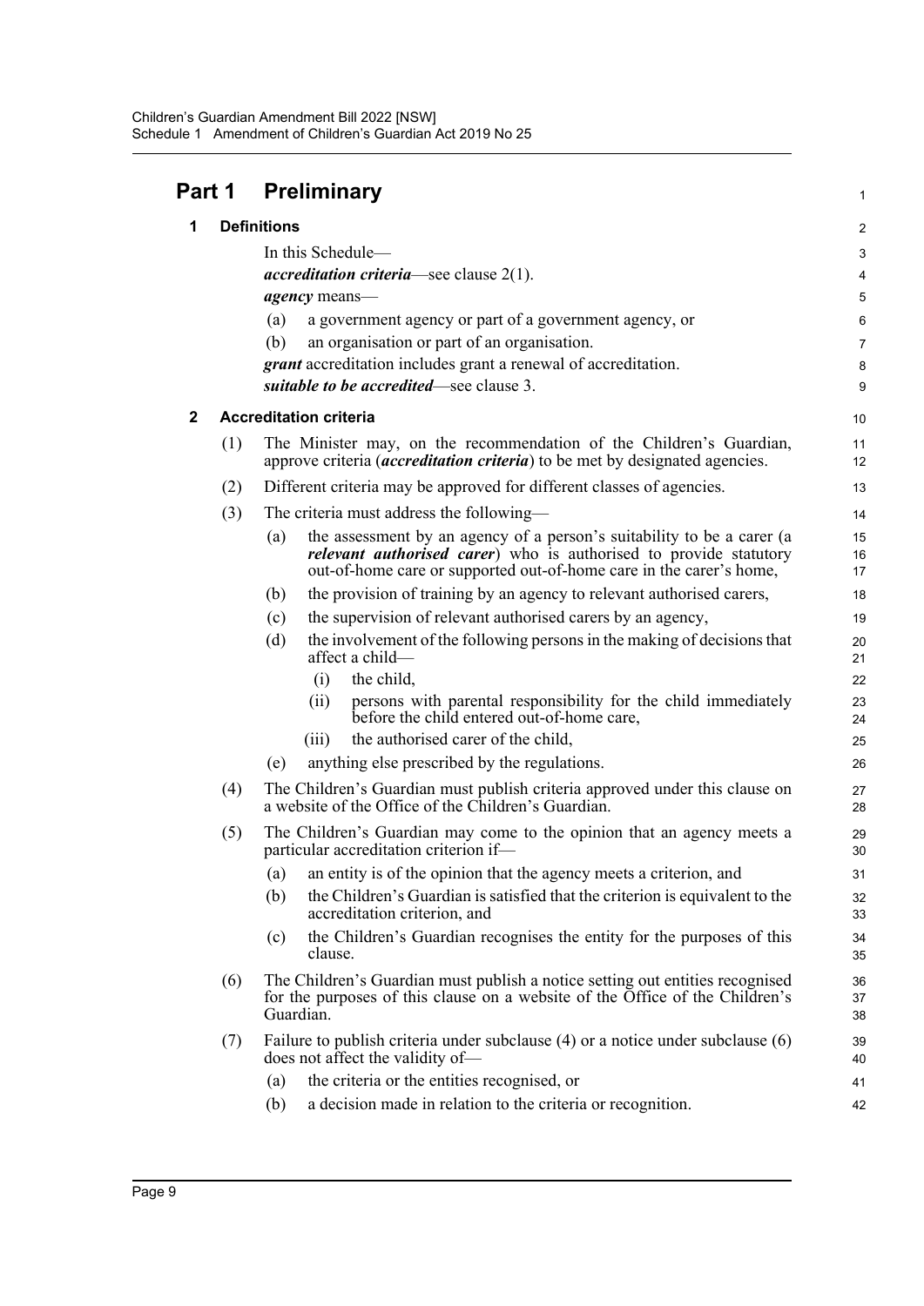## Part 1 Preliminary

### 1 Definitions

In this Schedule—

***accreditation criteria***—see clause 2(1).

***agency*** means—

(a) a government agency or part of a government agency, or

(b) an organisation or part of an organisation.

***grant*** accreditation includes grant a renewal of accreditation.

***suitable to be accredited***—see clause 3.

### 2 Accreditation criteria

(1) The Minister may, on the recommendation of the Children's Guardian, approve criteria (***accreditation criteria***) to be met by designated agencies.

(2) Different criteria may be approved for different classes of agencies.

(3) The criteria must address the following—

(a) the assessment by an agency of a person's suitability to be a carer (a ***relevant authorised carer***) who is authorised to provide statutory out-of-home care or supported out-of-home care in the carer's home,

(b) the provision of training by an agency to relevant authorised carers,

(c) the supervision of relevant authorised carers by an agency,

(d) the involvement of the following persons in the making of decisions that affect a child—

(i) the child,

(ii) persons with parental responsibility for the child immediately before the child entered out-of-home care,

(iii) the authorised carer of the child,

(e) anything else prescribed by the regulations.

(4) The Children's Guardian must publish criteria approved under this clause on a website of the Office of the Children's Guardian.

(5) The Children's Guardian may come to the opinion that an agency meets a particular accreditation criterion if—

(a) an entity is of the opinion that the agency meets a criterion, and

(b) the Children's Guardian is satisfied that the criterion is equivalent to the accreditation criterion, and

(c) the Children's Guardian recognises the entity for the purposes of this clause.

(6) The Children's Guardian must publish a notice setting out entities recognised for the purposes of this clause on a website of the Office of the Children's Guardian.

(7) Failure to publish criteria under subclause (4) or a notice under subclause (6) does not affect the validity of—

(a) the criteria or the entities recognised, or

(b) a decision made in relation to the criteria or recognition.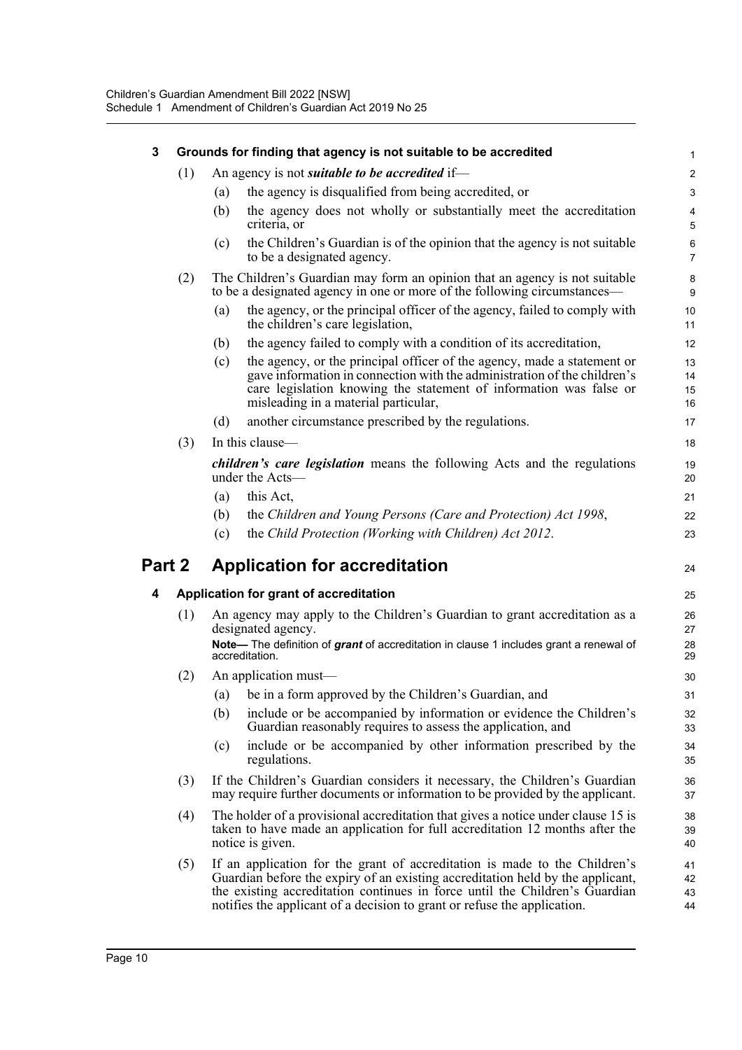### 3 Grounds for finding that agency is not suitable to be accredited

(1) An agency is not ***suitable to be accredited*** if—

(a) the agency is disqualified from being accredited, or

(b) the agency does not wholly or substantially meet the accreditation criteria, or

(c) the Children's Guardian is of the opinion that the agency is not suitable to be a designated agency.

(2) The Children's Guardian may form an opinion that an agency is not suitable to be a designated agency in one or more of the following circumstances—

(a) the agency, or the principal officer of the agency, failed to comply with the children's care legislation,

(b) the agency failed to comply with a condition of its accreditation,

(c) the agency, or the principal officer of the agency, made a statement or gave information in connection with the administration of the children's care legislation knowing the statement of information was false or misleading in a material particular,

(d) another circumstance prescribed by the regulations.

(3) In this clause—

***children's care legislation*** means the following Acts and the regulations under the Acts—

(a) this Act,

(b) the *Children and Young Persons (Care and Protection) Act 1998*,

(c) the *Child Protection (Working with Children) Act 2012*.

## Part 2 Application for accreditation

### 4 Application for grant of accreditation

(1) An agency may apply to the Children's Guardian to grant accreditation as a designated agency.

**Note—** The definition of ***grant*** of accreditation in clause 1 includes grant a renewal of accreditation.

(2) An application must—

(a) be in a form approved by the Children's Guardian, and

(b) include or be accompanied by information or evidence the Children's Guardian reasonably requires to assess the application, and

(c) include or be accompanied by other information prescribed by the regulations.

(3) If the Children's Guardian considers it necessary, the Children's Guardian may require further documents or information to be provided by the applicant.

(4) The holder of a provisional accreditation that gives a notice under clause 15 is taken to have made an application for full accreditation 12 months after the notice is given.

(5) If an application for the grant of accreditation is made to the Children's Guardian before the expiry of an existing accreditation held by the applicant, the existing accreditation continues in force until the Children's Guardian notifies the applicant of a decision to grant or refuse the application.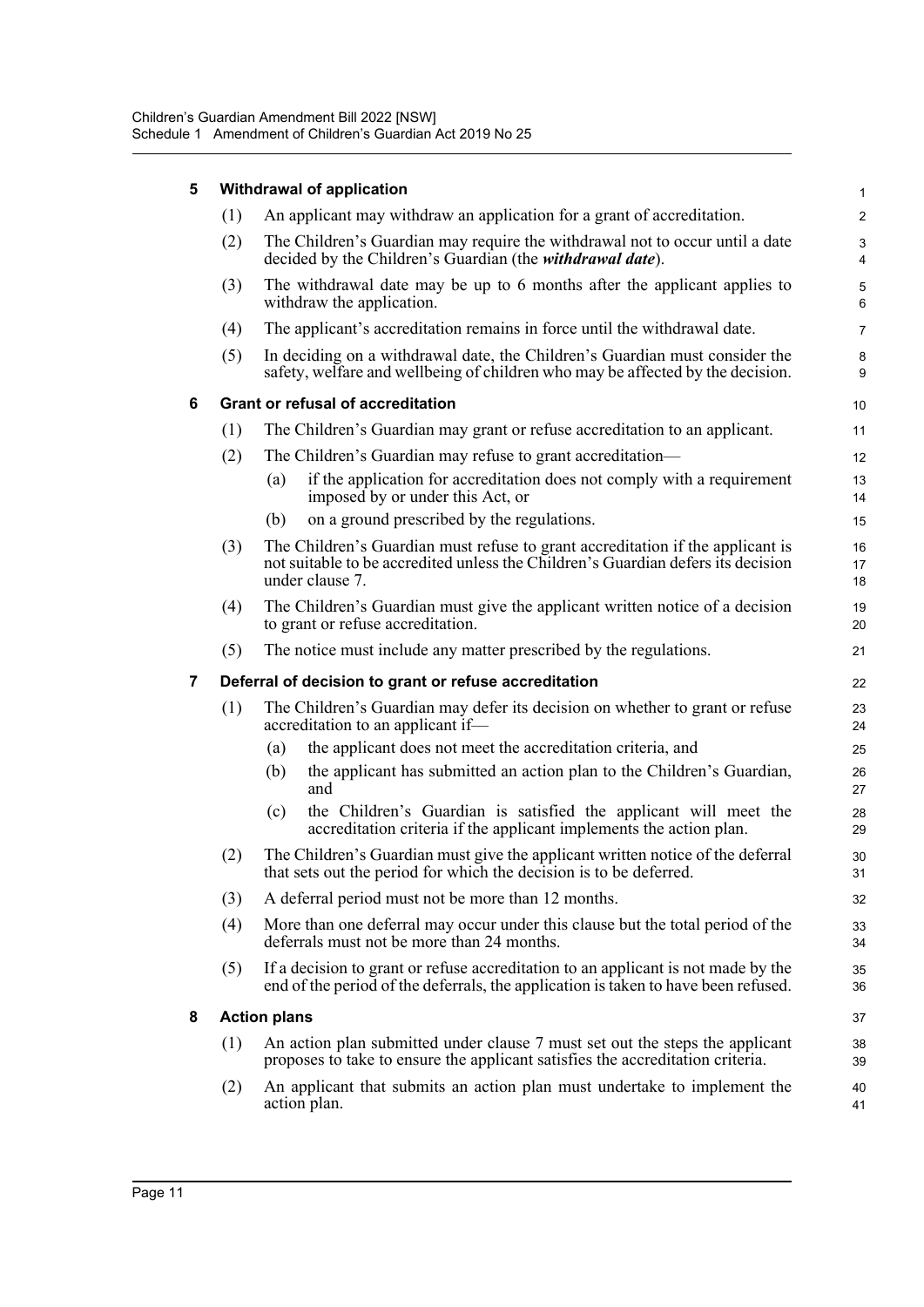### 5 Withdrawal of application

(1) An applicant may withdraw an application for a grant of accreditation.

(2) The Children's Guardian may require the withdrawal not to occur until a date decided by the Children's Guardian (the ***withdrawal date***).

(3) The withdrawal date may be up to 6 months after the applicant applies to withdraw the application.

(4) The applicant's accreditation remains in force until the withdrawal date.

(5) In deciding on a withdrawal date, the Children's Guardian must consider the safety, welfare and wellbeing of children who may be affected by the decision.

### 6 Grant or refusal of accreditation

(1) The Children's Guardian may grant or refuse accreditation to an applicant.

(2) The Children's Guardian may refuse to grant accreditation—

(a) if the application for accreditation does not comply with a requirement imposed by or under this Act, or

(b) on a ground prescribed by the regulations.

(3) The Children's Guardian must refuse to grant accreditation if the applicant is not suitable to be accredited unless the Children's Guardian defers its decision under clause 7.

(4) The Children's Guardian must give the applicant written notice of a decision to grant or refuse accreditation.

(5) The notice must include any matter prescribed by the regulations.

### 7 Deferral of decision to grant or refuse accreditation

(1) The Children's Guardian may defer its decision on whether to grant or refuse accreditation to an applicant if—

(a) the applicant does not meet the accreditation criteria, and

(b) the applicant has submitted an action plan to the Children's Guardian, and

(c) the Children's Guardian is satisfied the applicant will meet the accreditation criteria if the applicant implements the action plan.

(2) The Children's Guardian must give the applicant written notice of the deferral that sets out the period for which the decision is to be deferred.

(3) A deferral period must not be more than 12 months.

(4) More than one deferral may occur under this clause but the total period of the deferrals must not be more than 24 months.

(5) If a decision to grant or refuse accreditation to an applicant is not made by the end of the period of the deferrals, the application is taken to have been refused.

### 8 Action plans

(1) An action plan submitted under clause 7 must set out the steps the applicant proposes to take to ensure the applicant satisfies the accreditation criteria.

(2) An applicant that submits an action plan must undertake to implement the action plan.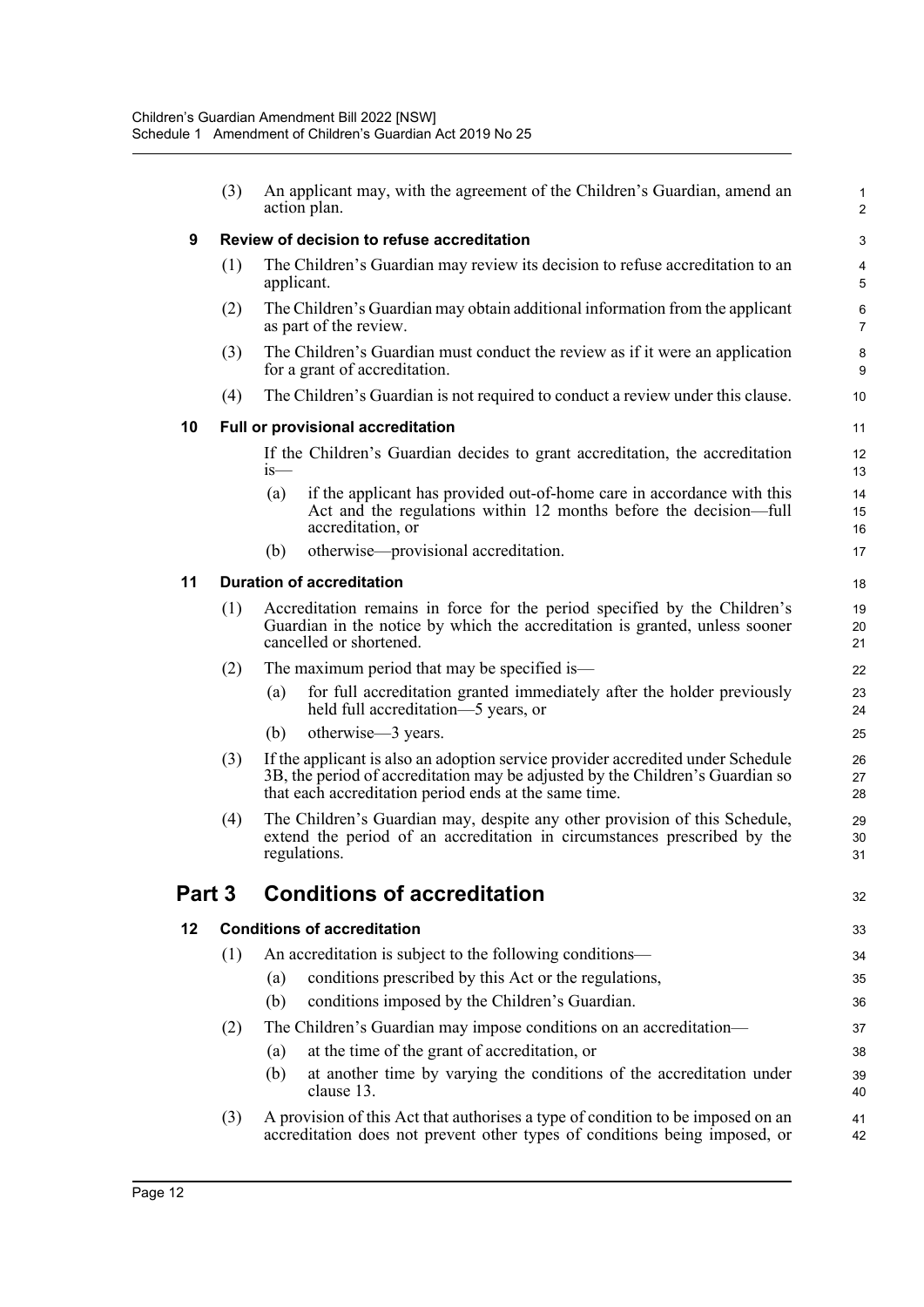(3) An applicant may, with the agreement of the Children's Guardian, amend an action plan.

### 9 Review of decision to refuse accreditation

(1) The Children's Guardian may review its decision to refuse accreditation to an applicant.

(2) The Children's Guardian may obtain additional information from the applicant as part of the review.

(3) The Children's Guardian must conduct the review as if it were an application for a grant of accreditation.

(4) The Children's Guardian is not required to conduct a review under this clause.

### 10 Full or provisional accreditation

If the Children's Guardian decides to grant accreditation, the accreditation is—

(a) if the applicant has provided out-of-home care in accordance with this Act and the regulations within 12 months before the decision—full accreditation, or

(b) otherwise—provisional accreditation.

### 11 Duration of accreditation

(1) Accreditation remains in force for the period specified by the Children's Guardian in the notice by which the accreditation is granted, unless sooner cancelled or shortened.

(2) The maximum period that may be specified is—

(a) for full accreditation granted immediately after the holder previously held full accreditation—5 years, or

(b) otherwise—3 years.

(3) If the applicant is also an adoption service provider accredited under Schedule 3B, the period of accreditation may be adjusted by the Children's Guardian so that each accreditation period ends at the same time.

(4) The Children's Guardian may, despite any other provision of this Schedule, extend the period of an accreditation in circumstances prescribed by the regulations.

## Part 3 Conditions of accreditation

### 12 Conditions of accreditation

(1) An accreditation is subject to the following conditions—

(a) conditions prescribed by this Act or the regulations,

(b) conditions imposed by the Children's Guardian.

(2) The Children's Guardian may impose conditions on an accreditation—

(a) at the time of the grant of accreditation, or

(b) at another time by varying the conditions of the accreditation under clause 13.

(3) A provision of this Act that authorises a type of condition to be imposed on an accreditation does not prevent other types of conditions being imposed, or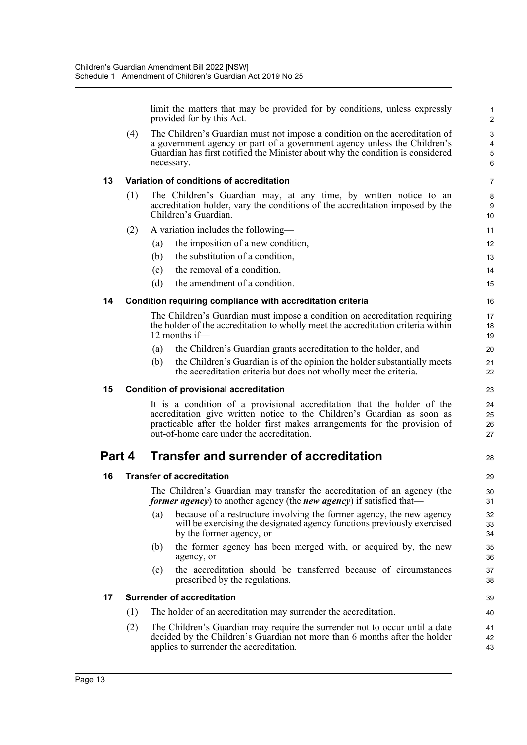limit the matters that may be provided for by conditions, unless expressly provided for by this Act.

(4) The Children's Guardian must not impose a condition on the accreditation of a government agency or part of a government agency unless the Children's Guardian has first notified the Minister about why the condition is considered necessary.

### 13 Variation of conditions of accreditation

(1) The Children's Guardian may, at any time, by written notice to an accreditation holder, vary the conditions of the accreditation imposed by the Children's Guardian.

(2) A variation includes the following—

(a) the imposition of a new condition,

(b) the substitution of a condition,

(c) the removal of a condition,

(d) the amendment of a condition.

### 14 Condition requiring compliance with accreditation criteria

The Children's Guardian must impose a condition on accreditation requiring the holder of the accreditation to wholly meet the accreditation criteria within 12 months if—

(a) the Children's Guardian grants accreditation to the holder, and

(b) the Children's Guardian is of the opinion the holder substantially meets the accreditation criteria but does not wholly meet the criteria.

### 15 Condition of provisional accreditation

It is a condition of a provisional accreditation that the holder of the accreditation give written notice to the Children's Guardian as soon as practicable after the holder first makes arrangements for the provision of out-of-home care under the accreditation.

## Part 4 Transfer and surrender of accreditation

### 16 Transfer of accreditation

The Children's Guardian may transfer the accreditation of an agency (the ***former agency***) to another agency (the ***new agency***) if satisfied that—

(a) because of a restructure involving the former agency, the new agency will be exercising the designated agency functions previously exercised by the former agency, or

(b) the former agency has been merged with, or acquired by, the new agency, or

(c) the accreditation should be transferred because of circumstances prescribed by the regulations.

### 17 Surrender of accreditation

(1) The holder of an accreditation may surrender the accreditation.

(2) The Children's Guardian may require the surrender not to occur until a date decided by the Children's Guardian not more than 6 months after the holder applies to surrender the accreditation.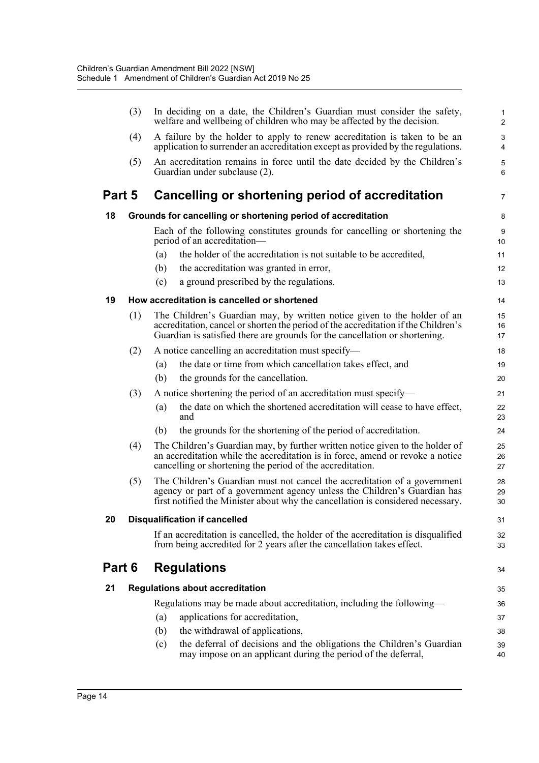(3) In deciding on a date, the Children's Guardian must consider the safety, welfare and wellbeing of children who may be affected by the decision.

(4) A failure by the holder to apply to renew accreditation is taken to be an application to surrender an accreditation except as provided by the regulations.

(5) An accreditation remains in force until the date decided by the Children's Guardian under subclause (2).

## Part 5 Cancelling or shortening period of accreditation

### 18 Grounds for cancelling or shortening period of accreditation

Each of the following constitutes grounds for cancelling or shortening the period of an accreditation—

(a) the holder of the accreditation is not suitable to be accredited,

(b) the accreditation was granted in error,

(c) a ground prescribed by the regulations.

### 19 How accreditation is cancelled or shortened

(1) The Children's Guardian may, by written notice given to the holder of an accreditation, cancel or shorten the period of the accreditation if the Children's Guardian is satisfied there are grounds for the cancellation or shortening.

(2) A notice cancelling an accreditation must specify—

(a) the date or time from which cancellation takes effect, and

(b) the grounds for the cancellation.

(3) A notice shortening the period of an accreditation must specify—

(a) the date on which the shortened accreditation will cease to have effect, and

(b) the grounds for the shortening of the period of accreditation.

(4) The Children's Guardian may, by further written notice given to the holder of an accreditation while the accreditation is in force, amend or revoke a notice cancelling or shortening the period of the accreditation.

(5) The Children's Guardian must not cancel the accreditation of a government agency or part of a government agency unless the Children's Guardian has first notified the Minister about why the cancellation is considered necessary.

### 20 Disqualification if cancelled

If an accreditation is cancelled, the holder of the accreditation is disqualified from being accredited for 2 years after the cancellation takes effect.

## Part 6 Regulations

### 21 Regulations about accreditation

Regulations may be made about accreditation, including the following—

(a) applications for accreditation,

(b) the withdrawal of applications,

(c) the deferral of decisions and the obligations the Children's Guardian may impose on an applicant during the period of the deferral,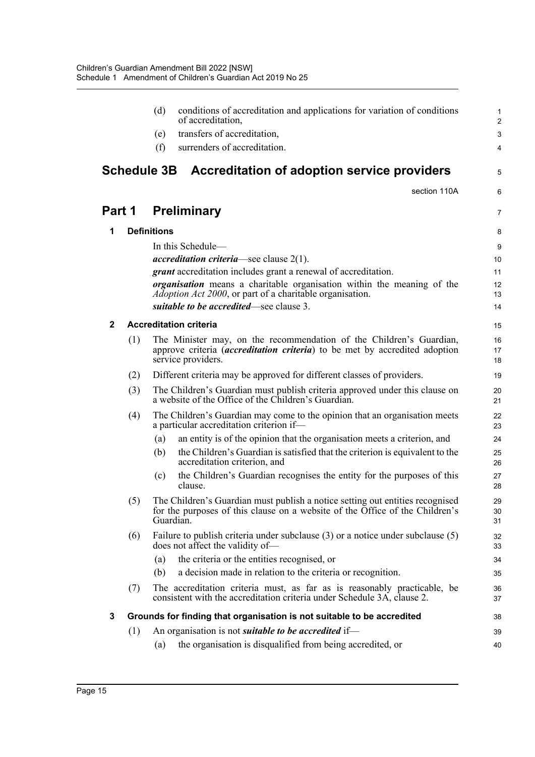(d) conditions of accreditation and applications for variation of conditions of accreditation,

(e) transfers of accreditation,

(f) surrenders of accreditation.

# Schedule 3B Accreditation of adoption service providers

section 110A

## Part 1 Preliminary

### 1 Definitions

In this Schedule—

***accreditation criteria***—see clause 2(1).

***grant*** accreditation includes grant a renewal of accreditation.

***organisation*** means a charitable organisation within the meaning of the *Adoption Act 2000*, or part of a charitable organisation.

***suitable to be accredited***—see clause 3.

### 2 Accreditation criteria

(1) The Minister may, on the recommendation of the Children's Guardian, approve criteria (***accreditation criteria***) to be met by accredited adoption service providers.

(2) Different criteria may be approved for different classes of providers.

(3) The Children's Guardian must publish criteria approved under this clause on a website of the Office of the Children's Guardian.

(4) The Children's Guardian may come to the opinion that an organisation meets a particular accreditation criterion if—

(a) an entity is of the opinion that the organisation meets a criterion, and

(b) the Children's Guardian is satisfied that the criterion is equivalent to the accreditation criterion, and

(c) the Children's Guardian recognises the entity for the purposes of this clause.

(5) The Children's Guardian must publish a notice setting out entities recognised for the purposes of this clause on a website of the Office of the Children's Guardian.

(6) Failure to publish criteria under subclause (3) or a notice under subclause (5) does not affect the validity of—

(a) the criteria or the entities recognised, or

(b) a decision made in relation to the criteria or recognition.

(7) The accreditation criteria must, as far as is reasonably practicable, be consistent with the accreditation criteria under Schedule 3A, clause 2.

### 3 Grounds for finding that organisation is not suitable to be accredited

(1) An organisation is not ***suitable to be accredited*** if—

(a) the organisation is disqualified from being accredited, or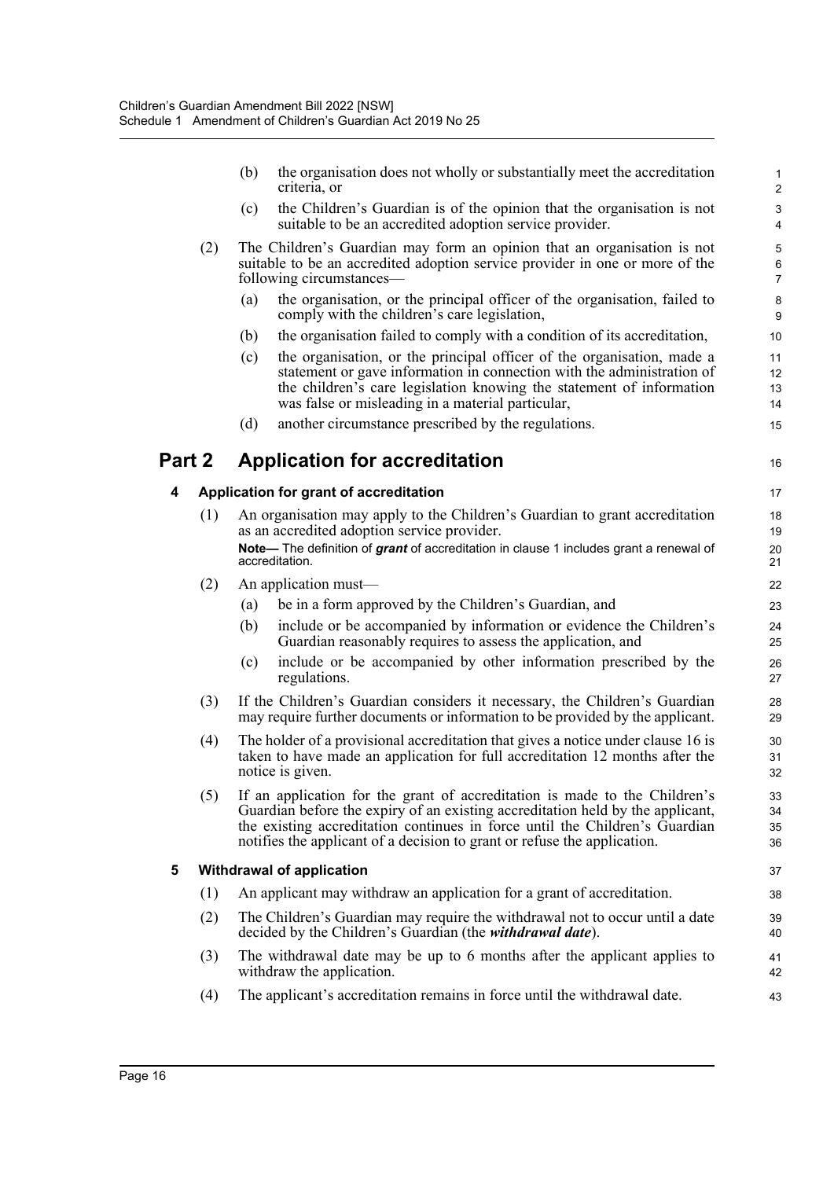(b) the organisation does not wholly or substantially meet the accreditation criteria, or

(c) the Children's Guardian is of the opinion that the organisation is not suitable to be an accredited adoption service provider.

(2) The Children's Guardian may form an opinion that an organisation is not suitable to be an accredited adoption service provider in one or more of the following circumstances—

(a) the organisation, or the principal officer of the organisation, failed to comply with the children's care legislation,

(b) the organisation failed to comply with a condition of its accreditation,

(c) the organisation, or the principal officer of the organisation, made a statement or gave information in connection with the administration of the children's care legislation knowing the statement of information was false or misleading in a material particular,

(d) another circumstance prescribed by the regulations.

## Part 2 Application for accreditation

### 4 Application for grant of accreditation

(1) An organisation may apply to the Children's Guardian to grant accreditation as an accredited adoption service provider.

**Note—** The definition of ***grant*** of accreditation in clause 1 includes grant a renewal of accreditation.

(2) An application must—

(a) be in a form approved by the Children's Guardian, and

(b) include or be accompanied by information or evidence the Children's Guardian reasonably requires to assess the application, and

(c) include or be accompanied by other information prescribed by the regulations.

(3) If the Children's Guardian considers it necessary, the Children's Guardian may require further documents or information to be provided by the applicant.

(4) The holder of a provisional accreditation that gives a notice under clause 16 is taken to have made an application for full accreditation 12 months after the notice is given.

(5) If an application for the grant of accreditation is made to the Children's Guardian before the expiry of an existing accreditation held by the applicant, the existing accreditation continues in force until the Children's Guardian notifies the applicant of a decision to grant or refuse the application.

### 5 Withdrawal of application

(1) An applicant may withdraw an application for a grant of accreditation.

(2) The Children's Guardian may require the withdrawal not to occur until a date decided by the Children's Guardian (the ***withdrawal date***).

(3) The withdrawal date may be up to 6 months after the applicant applies to withdraw the application.

(4) The applicant's accreditation remains in force until the withdrawal date.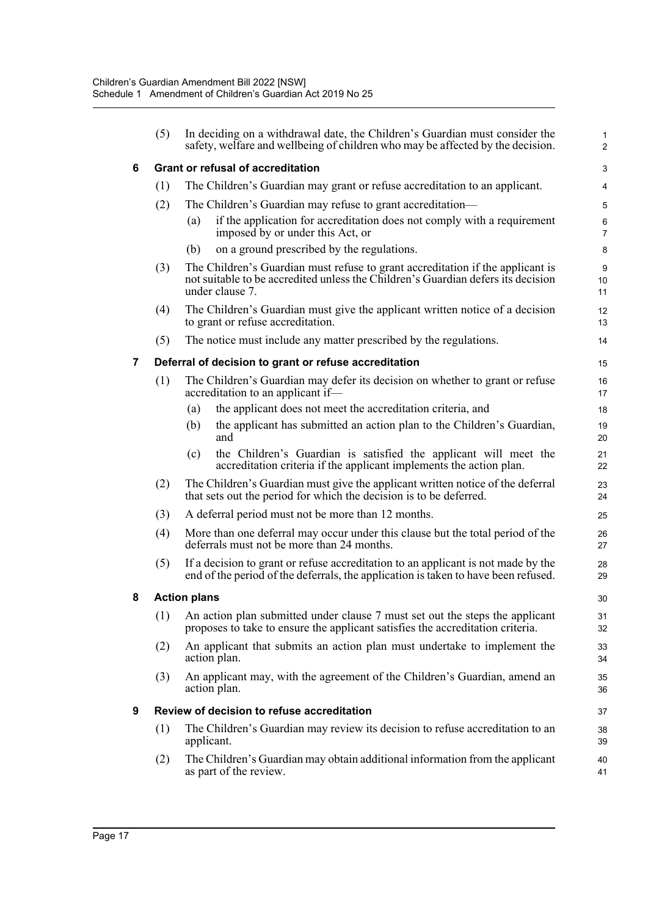(5) In deciding on a withdrawal date, the Children's Guardian must consider the safety, welfare and wellbeing of children who may be affected by the decision.

### 6 Grant or refusal of accreditation

(1) The Children's Guardian may grant or refuse accreditation to an applicant.

(2) The Children's Guardian may refuse to grant accreditation—

(a) if the application for accreditation does not comply with a requirement imposed by or under this Act, or

(b) on a ground prescribed by the regulations.

(3) The Children's Guardian must refuse to grant accreditation if the applicant is not suitable to be accredited unless the Children's Guardian defers its decision under clause 7.

(4) The Children's Guardian must give the applicant written notice of a decision to grant or refuse accreditation.

(5) The notice must include any matter prescribed by the regulations.

### 7 Deferral of decision to grant or refuse accreditation

(1) The Children's Guardian may defer its decision on whether to grant or refuse accreditation to an applicant if—

(a) the applicant does not meet the accreditation criteria, and

(b) the applicant has submitted an action plan to the Children's Guardian, and

(c) the Children's Guardian is satisfied the applicant will meet the accreditation criteria if the applicant implements the action plan.

(2) The Children's Guardian must give the applicant written notice of the deferral that sets out the period for which the decision is to be deferred.

(3) A deferral period must not be more than 12 months.

(4) More than one deferral may occur under this clause but the total period of the deferrals must not be more than 24 months.

(5) If a decision to grant or refuse accreditation to an applicant is not made by the end of the period of the deferrals, the application is taken to have been refused.

### 8 Action plans

(1) An action plan submitted under clause 7 must set out the steps the applicant proposes to take to ensure the applicant satisfies the accreditation criteria.

(2) An applicant that submits an action plan must undertake to implement the action plan.

(3) An applicant may, with the agreement of the Children's Guardian, amend an action plan.

### 9 Review of decision to refuse accreditation

(1) The Children's Guardian may review its decision to refuse accreditation to an applicant.

(2) The Children's Guardian may obtain additional information from the applicant as part of the review.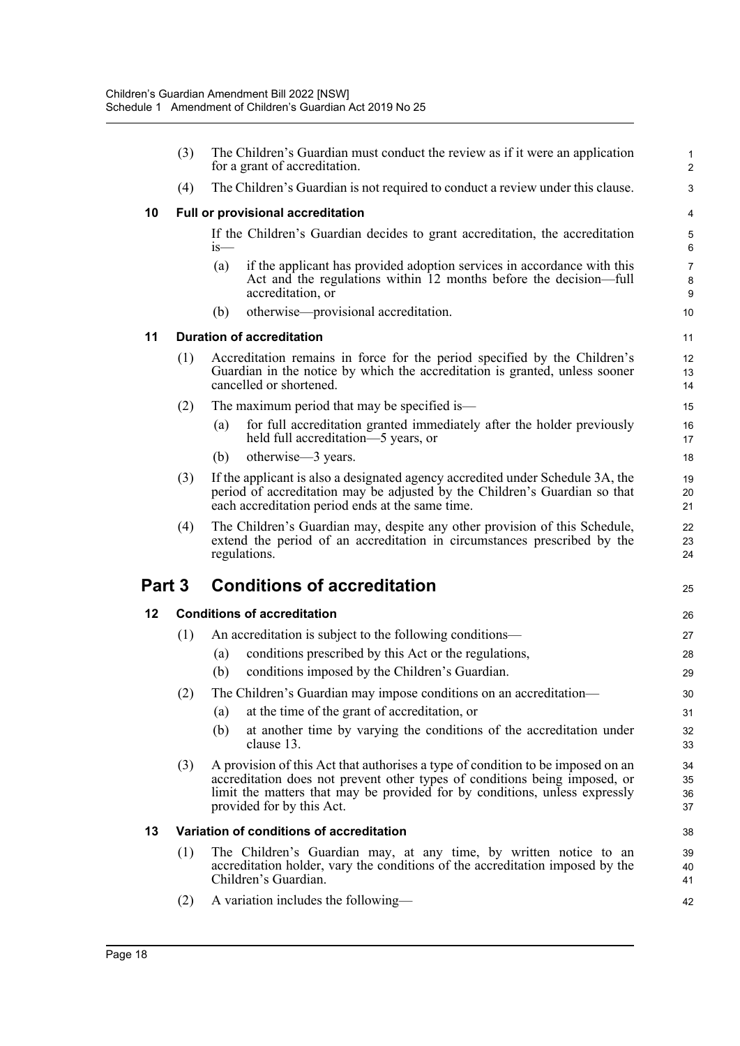(3) The Children's Guardian must conduct the review as if it were an application for a grant of accreditation.

(4) The Children's Guardian is not required to conduct a review under this clause.

### 10 Full or provisional accreditation

If the Children's Guardian decides to grant accreditation, the accreditation is—

(a) if the applicant has provided adoption services in accordance with this Act and the regulations within 12 months before the decision—full accreditation, or

(b) otherwise—provisional accreditation.

### 11 Duration of accreditation

(1) Accreditation remains in force for the period specified by the Children's Guardian in the notice by which the accreditation is granted, unless sooner cancelled or shortened.

(2) The maximum period that may be specified is—

(a) for full accreditation granted immediately after the holder previously held full accreditation—5 years, or

(b) otherwise—3 years.

(3) If the applicant is also a designated agency accredited under Schedule 3A, the period of accreditation may be adjusted by the Children's Guardian so that each accreditation period ends at the same time.

(4) The Children's Guardian may, despite any other provision of this Schedule, extend the period of an accreditation in circumstances prescribed by the regulations.

## Part 3 Conditions of accreditation

### 12 Conditions of accreditation

(1) An accreditation is subject to the following conditions—

(a) conditions prescribed by this Act or the regulations,

(b) conditions imposed by the Children's Guardian.

(2) The Children's Guardian may impose conditions on an accreditation—

(a) at the time of the grant of accreditation, or

(b) at another time by varying the conditions of the accreditation under clause 13.

(3) A provision of this Act that authorises a type of condition to be imposed on an accreditation does not prevent other types of conditions being imposed, or limit the matters that may be provided for by conditions, unless expressly provided for by this Act.

### 13 Variation of conditions of accreditation

(1) The Children's Guardian may, at any time, by written notice to an accreditation holder, vary the conditions of the accreditation imposed by the Children's Guardian.

(2) A variation includes the following—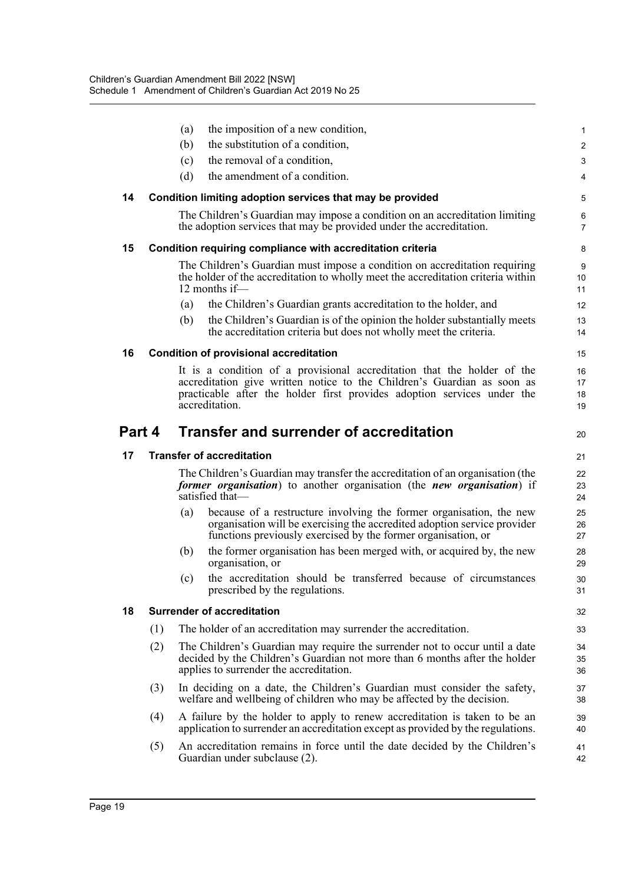(a) the imposition of a new condition,

(b) the substitution of a condition,

(c) the removal of a condition,

(d) the amendment of a condition.

### 14 Condition limiting adoption services that may be provided

The Children's Guardian may impose a condition on an accreditation limiting the adoption services that may be provided under the accreditation.

### 15 Condition requiring compliance with accreditation criteria

The Children's Guardian must impose a condition on accreditation requiring the holder of the accreditation to wholly meet the accreditation criteria within 12 months if—

(a) the Children's Guardian grants accreditation to the holder, and

(b) the Children's Guardian is of the opinion the holder substantially meets the accreditation criteria but does not wholly meet the criteria.

### 16 Condition of provisional accreditation

It is a condition of a provisional accreditation that the holder of the accreditation give written notice to the Children's Guardian as soon as practicable after the holder first provides adoption services under the accreditation.

## Part 4 Transfer and surrender of accreditation

### 17 Transfer of accreditation

The Children's Guardian may transfer the accreditation of an organisation (the ***former organisation***) to another organisation (the ***new organisation***) if satisfied that—

(a) because of a restructure involving the former organisation, the new organisation will be exercising the accredited adoption service provider functions previously exercised by the former organisation, or

(b) the former organisation has been merged with, or acquired by, the new organisation, or

(c) the accreditation should be transferred because of circumstances prescribed by the regulations.

### 18 Surrender of accreditation

(1) The holder of an accreditation may surrender the accreditation.

(2) The Children's Guardian may require the surrender not to occur until a date decided by the Children's Guardian not more than 6 months after the holder applies to surrender the accreditation.

(3) In deciding on a date, the Children's Guardian must consider the safety, welfare and wellbeing of children who may be affected by the decision.

(4) A failure by the holder to apply to renew accreditation is taken to be an application to surrender an accreditation except as provided by the regulations.

(5) An accreditation remains in force until the date decided by the Children's Guardian under subclause (2).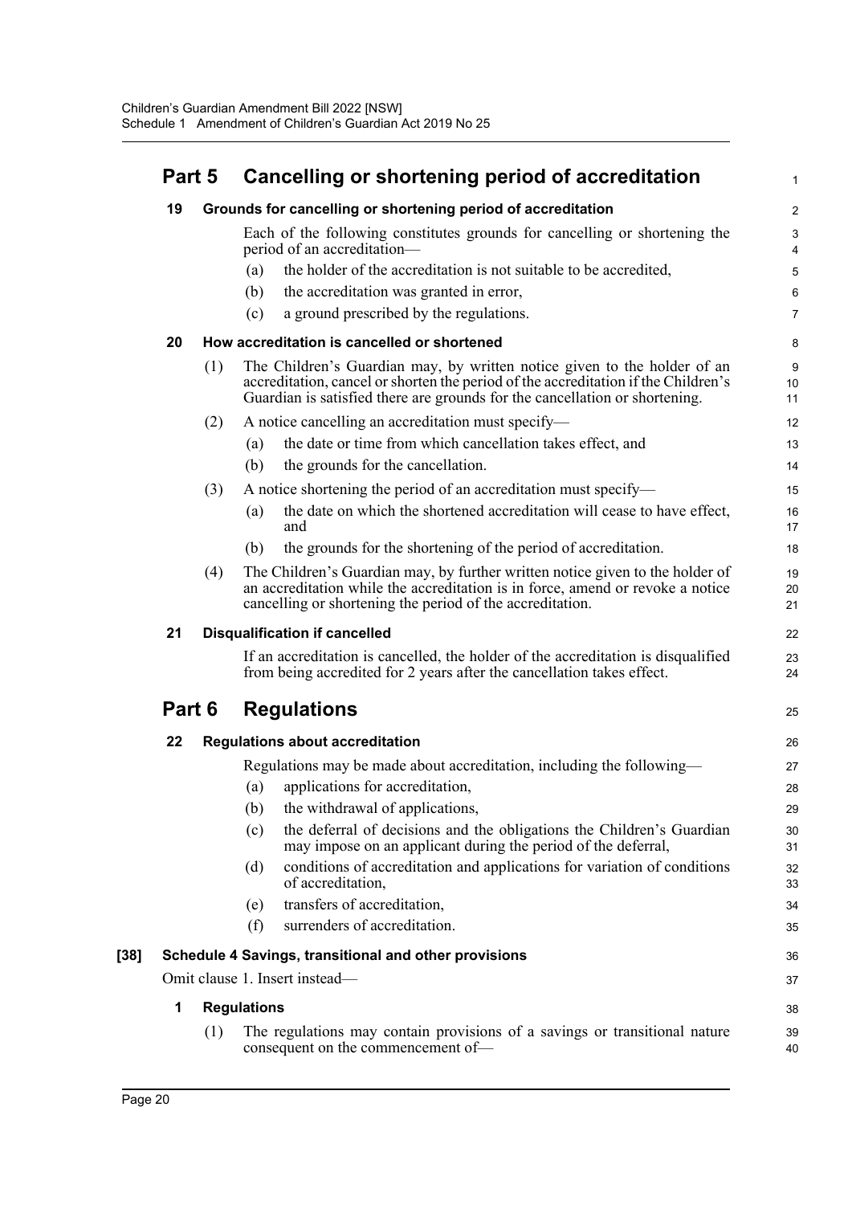## Part 5 Cancelling or shortening period of accreditation

### 19 Grounds for cancelling or shortening period of accreditation

Each of the following constitutes grounds for cancelling or shortening the period of an accreditation—

(a) the holder of the accreditation is not suitable to be accredited,

(b) the accreditation was granted in error,

(c) a ground prescribed by the regulations.

### 20 How accreditation is cancelled or shortened

(1) The Children's Guardian may, by written notice given to the holder of an accreditation, cancel or shorten the period of the accreditation if the Children's Guardian is satisfied there are grounds for the cancellation or shortening.

(2) A notice cancelling an accreditation must specify—

(a) the date or time from which cancellation takes effect, and

(b) the grounds for the cancellation.

(3) A notice shortening the period of an accreditation must specify—

(a) the date on which the shortened accreditation will cease to have effect, and

(b) the grounds for the shortening of the period of accreditation.

(4) The Children's Guardian may, by further written notice given to the holder of an accreditation while the accreditation is in force, amend or revoke a notice cancelling or shortening the period of the accreditation.

### 21 Disqualification if cancelled

If an accreditation is cancelled, the holder of the accreditation is disqualified from being accredited for 2 years after the cancellation takes effect.

## Part 6 Regulations

### 22 Regulations about accreditation

Regulations may be made about accreditation, including the following—

(a) applications for accreditation,

(b) the withdrawal of applications,

(c) the deferral of decisions and the obligations the Children's Guardian may impose on an applicant during the period of the deferral,

(d) conditions of accreditation and applications for variation of conditions of accreditation,

(e) transfers of accreditation,

(f) surrenders of accreditation.

**[38] Schedule 4 Savings, transitional and other provisions**

Omit clause 1. Insert instead—

### 1 Regulations

(1) The regulations may contain provisions of a savings or transitional nature consequent on the commencement of—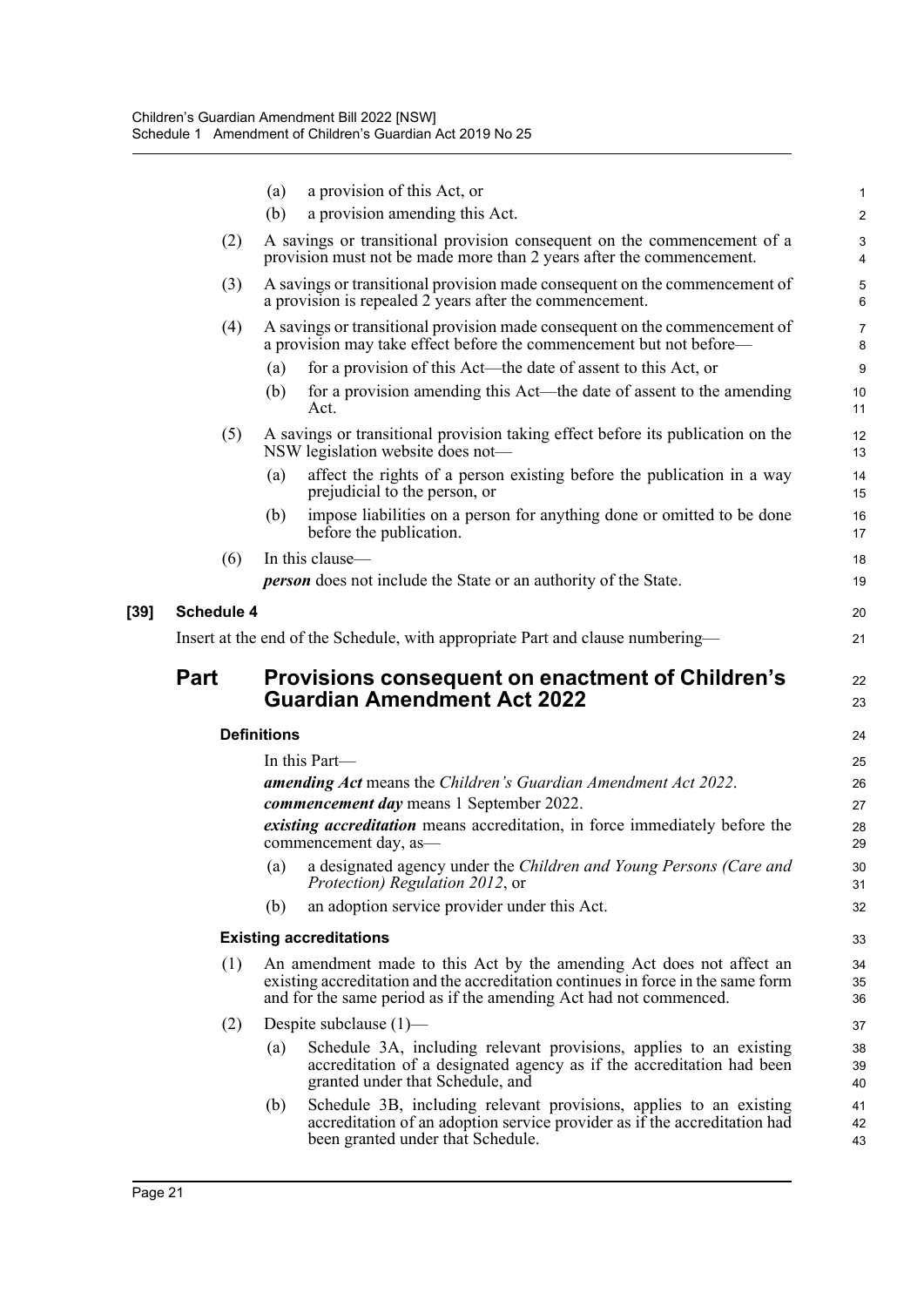(a) a provision of this Act, or

(b) a provision amending this Act.

(2) A savings or transitional provision consequent on the commencement of a provision must not be made more than 2 years after the commencement.

(3) A savings or transitional provision made consequent on the commencement of a provision is repealed 2 years after the commencement.

(4) A savings or transitional provision made consequent on the commencement of a provision may take effect before the commencement but not before—

(a) for a provision of this Act—the date of assent to this Act, or

(b) for a provision amending this Act—the date of assent to the amending Act.

(5) A savings or transitional provision taking effect before its publication on the NSW legislation website does not—

(a) affect the rights of a person existing before the publication in a way prejudicial to the person, or

(b) impose liabilities on a person for anything done or omitted to be done before the publication.

(6) In this clause—

***person*** does not include the State or an authority of the State.

**[39] Schedule 4**

Insert at the end of the Schedule, with appropriate Part and clause numbering—

## Part Provisions consequent on enactment of Children's Guardian Amendment Act 2022

### Definitions

In this Part—

***amending Act*** means the *Children's Guardian Amendment Act 2022*.

***commencement day*** means 1 September 2022.

***existing accreditation*** means accreditation, in force immediately before the commencement day, as—

(a) a designated agency under the *Children and Young Persons (Care and Protection) Regulation 2012*, or

(b) an adoption service provider under this Act.

### Existing accreditations

(1) An amendment made to this Act by the amending Act does not affect an existing accreditation and the accreditation continues in force in the same form and for the same period as if the amending Act had not commenced.

(2) Despite subclause (1)—

(a) Schedule 3A, including relevant provisions, applies to an existing accreditation of a designated agency as if the accreditation had been granted under that Schedule, and

(b) Schedule 3B, including relevant provisions, applies to an existing accreditation of an adoption service provider as if the accreditation had been granted under that Schedule.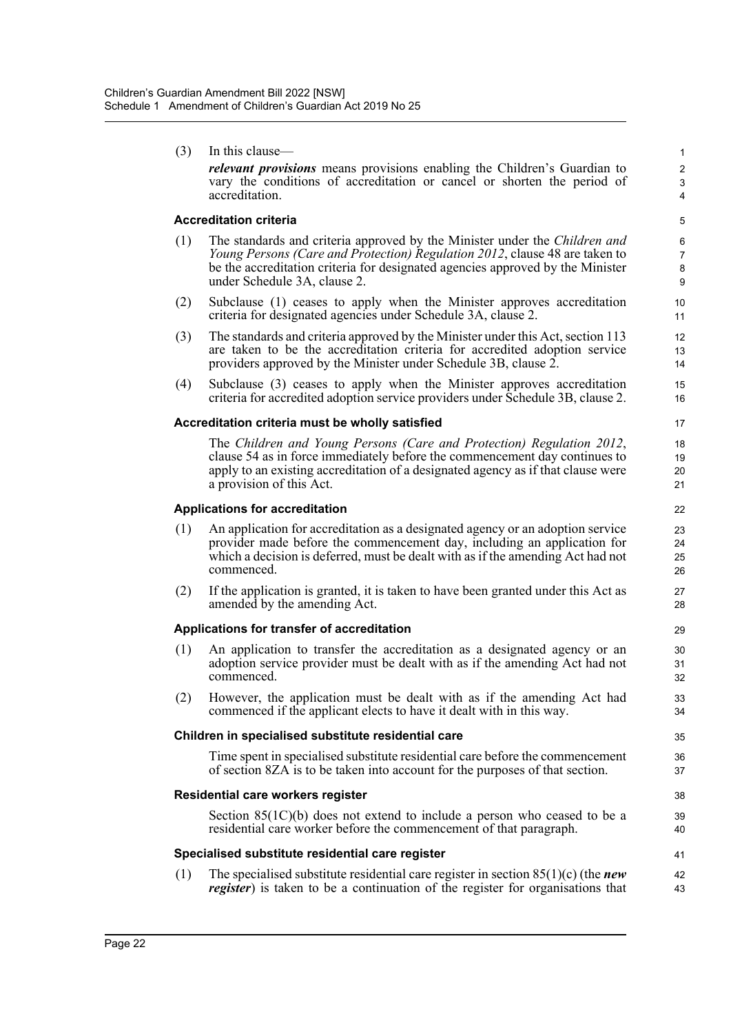(3) In this clause—

***relevant provisions*** means provisions enabling the Children's Guardian to vary the conditions of accreditation or cancel or shorten the period of accreditation.

**Accreditation criteria**

(1) The standards and criteria approved by the Minister under the *Children and Young Persons (Care and Protection) Regulation 2012*, clause 48 are taken to be the accreditation criteria for designated agencies approved by the Minister under Schedule 3A, clause 2.

(2) Subclause (1) ceases to apply when the Minister approves accreditation criteria for designated agencies under Schedule 3A, clause 2.

(3) The standards and criteria approved by the Minister under this Act, section 113 are taken to be the accreditation criteria for accredited adoption service providers approved by the Minister under Schedule 3B, clause 2.

(4) Subclause (3) ceases to apply when the Minister approves accreditation criteria for accredited adoption service providers under Schedule 3B, clause 2.

**Accreditation criteria must be wholly satisfied**

The *Children and Young Persons (Care and Protection) Regulation 2012*, clause 54 as in force immediately before the commencement day continues to apply to an existing accreditation of a designated agency as if that clause were a provision of this Act.

**Applications for accreditation**

(1) An application for accreditation as a designated agency or an adoption service provider made before the commencement day, including an application for which a decision is deferred, must be dealt with as if the amending Act had not commenced.

(2) If the application is granted, it is taken to have been granted under this Act as amended by the amending Act.

**Applications for transfer of accreditation**

(1) An application to transfer the accreditation as a designated agency or an adoption service provider must be dealt with as if the amending Act had not commenced.

(2) However, the application must be dealt with as if the amending Act had commenced if the applicant elects to have it dealt with in this way.

**Children in specialised substitute residential care**

Time spent in specialised substitute residential care before the commencement of section 8ZA is to be taken into account for the purposes of that section.

**Residential care workers register**

Section 85(1C)(b) does not extend to include a person who ceased to be a residential care worker before the commencement of that paragraph.

**Specialised substitute residential care register**

(1) The specialised substitute residential care register in section 85(1)(c) (the ***new register***) is taken to be a continuation of the register for organisations that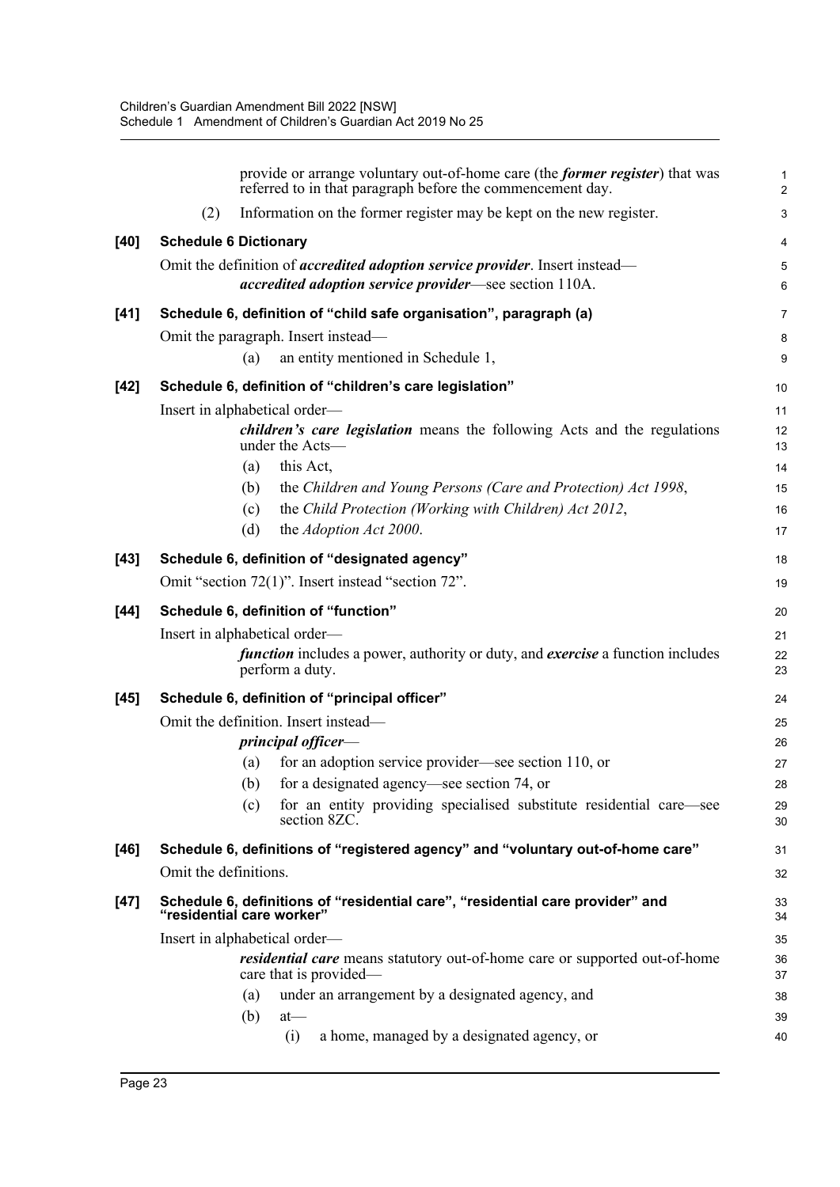provide or arrange voluntary out-of-home care (the ***former register***) that was referred to in that paragraph before the commencement day.

(2) Information on the former register may be kept on the new register.

**[40] Schedule 6 Dictionary**

Omit the definition of ***accredited adoption service provider***. Insert instead—

***accredited adoption service provider***—see section 110A.

**[41] Schedule 6, definition of "child safe organisation", paragraph (a)**

Omit the paragraph. Insert instead—

(a) an entity mentioned in Schedule 1,

**[42] Schedule 6, definition of "children's care legislation"**

Insert in alphabetical order—

***children's care legislation*** means the following Acts and the regulations under the Acts—

(a) this Act,

(b) the *Children and Young Persons (Care and Protection) Act 1998*,

(c) the *Child Protection (Working with Children) Act 2012*,

(d) the *Adoption Act 2000*.

**[43] Schedule 6, definition of "designated agency"**

Omit "section 72(1)". Insert instead "section 72".

**[44] Schedule 6, definition of "function"**

Insert in alphabetical order—

***function*** includes a power, authority or duty, and ***exercise*** a function includes perform a duty.

**[45] Schedule 6, definition of "principal officer"**

Omit the definition. Insert instead—

***principal officer***—

(a) for an adoption service provider—see section 110, or

(b) for a designated agency—see section 74, or

(c) for an entity providing specialised substitute residential care—see section 8ZC.

**[46] Schedule 6, definitions of "registered agency" and "voluntary out-of-home care"**

Omit the definitions.

**[47] Schedule 6, definitions of "residential care", "residential care provider" and "residential care worker"**

Insert in alphabetical order—

***residential care*** means statutory out-of-home care or supported out-of-home care that is provided—

(a) under an arrangement by a designated agency, and

(b) at—

(i) a home, managed by a designated agency, or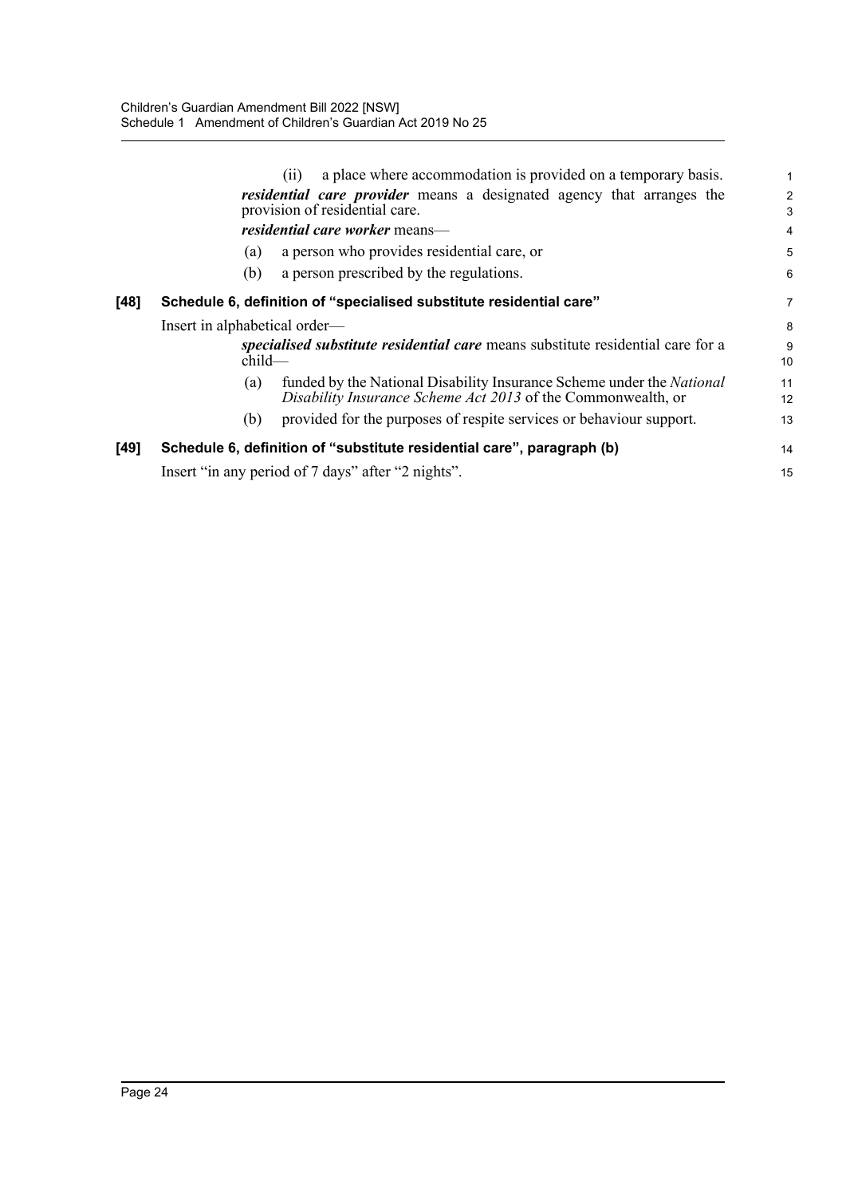(ii) a place where accommodation is provided on a temporary basis.

***residential care provider*** means a designated agency that arranges the provision of residential care.

***residential care worker*** means—

(a) a person who provides residential care, or

(b) a person prescribed by the regulations.

**[48] Schedule 6, definition of "specialised substitute residential care"**

Insert in alphabetical order—

***specialised substitute residential care*** means substitute residential care for a child—

(a) funded by the National Disability Insurance Scheme under the *National Disability Insurance Scheme Act 2013* of the Commonwealth, or

(b) provided for the purposes of respite services or behaviour support.

**[49] Schedule 6, definition of "substitute residential care", paragraph (b)**

Insert "in any period of 7 days" after "2 nights".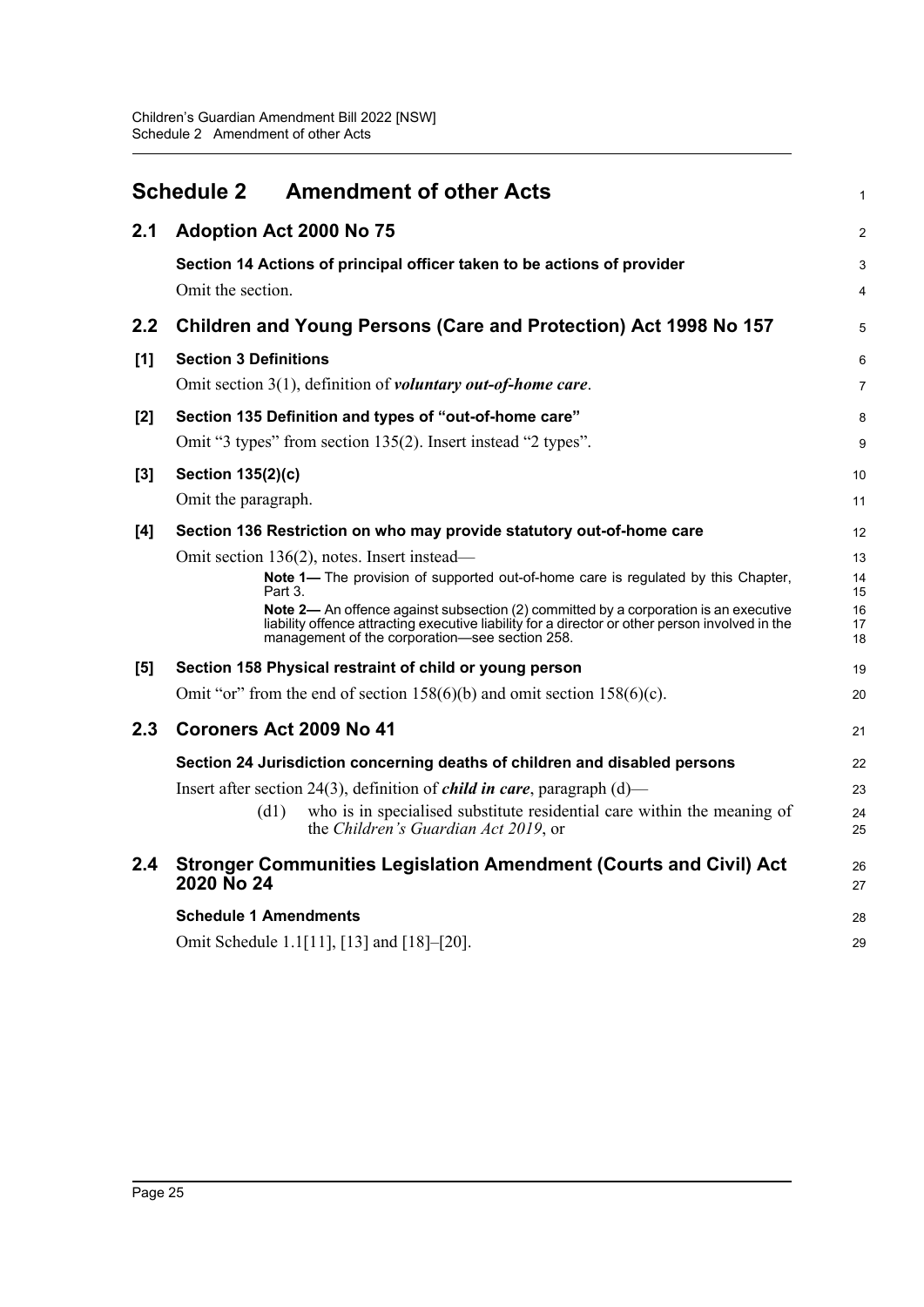# Schedule 2 Amendment of other Acts

## 2.1 Adoption Act 2000 No 75

**Section 14 Actions of principal officer taken to be actions of provider**

Omit the section.

## 2.2 Children and Young Persons (Care and Protection) Act 1998 No 157

**[1] Section 3 Definitions**

Omit section 3(1), definition of ***voluntary out-of-home care***.

**[2] Section 135 Definition and types of "out-of-home care"**

Omit "3 types" from section 135(2). Insert instead "2 types".

**[3] Section 135(2)(c)**

Omit the paragraph.

**[4] Section 136 Restriction on who may provide statutory out-of-home care**

Omit section 136(2), notes. Insert instead—

> **Note 1—** The provision of supported out-of-home care is regulated by this Chapter, Part 3.
>
> **Note 2—** An offence against subsection (2) committed by a corporation is an executive liability offence attracting executive liability for a director or other person involved in the management of the corporation—see section 258.

**[5] Section 158 Physical restraint of child or young person**

Omit "or" from the end of section 158(6)(b) and omit section 158(6)(c).

## 2.3 Coroners Act 2009 No 41

**Section 24 Jurisdiction concerning deaths of children and disabled persons**

Insert after section 24(3), definition of ***child in care***, paragraph (d)—

> (d1) who is in specialised substitute residential care within the meaning of the *Children's Guardian Act 2019*, or

## 2.4 Stronger Communities Legislation Amendment (Courts and Civil) Act 2020 No 24

**Schedule 1 Amendments**

Omit Schedule 1.1[11], [13] and [18]–[20].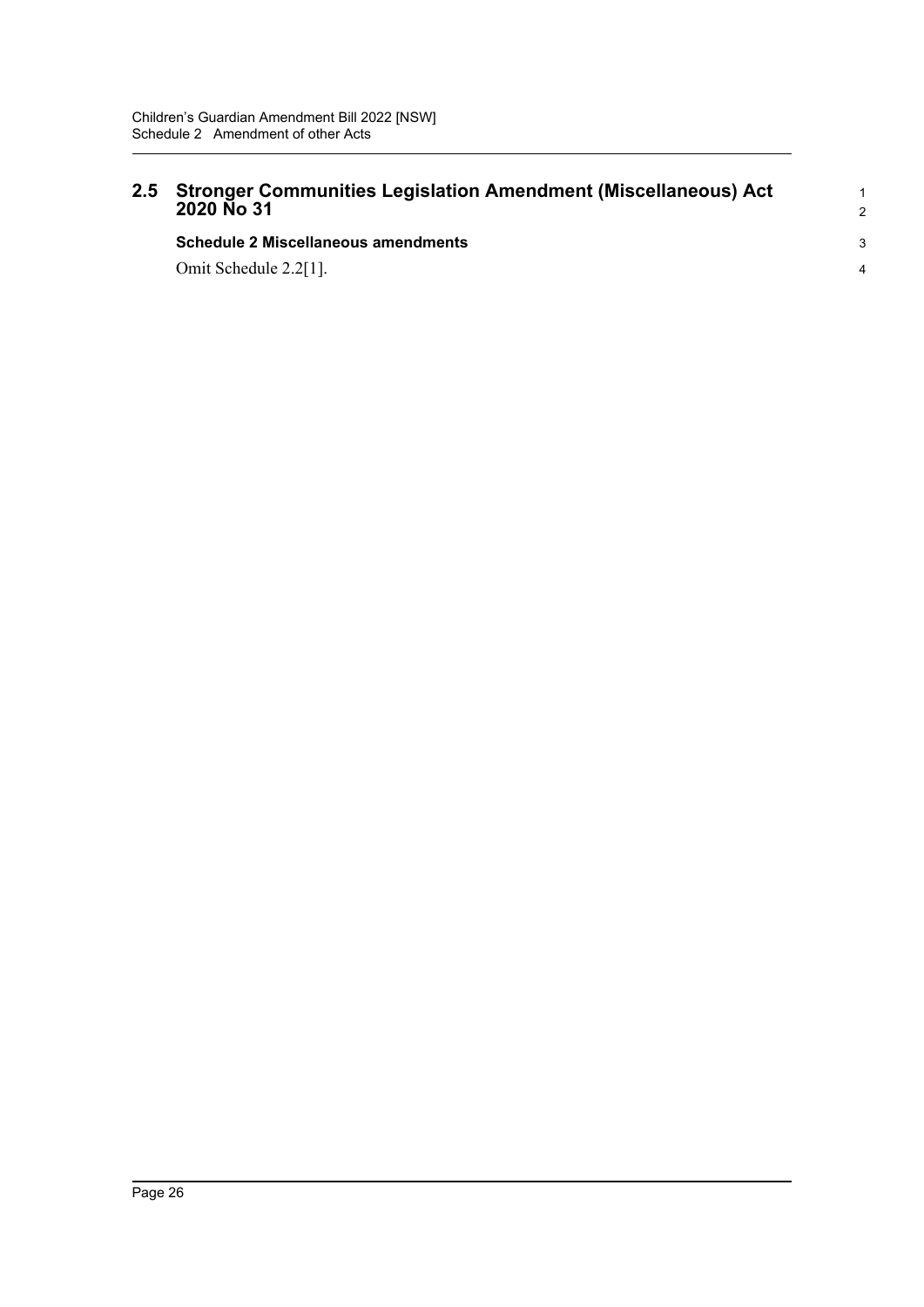## 2.5 Stronger Communities Legislation Amendment (Miscellaneous) Act 2020 No 31

### Schedule 2 Miscellaneous amendments

Omit Schedule 2.2[1].